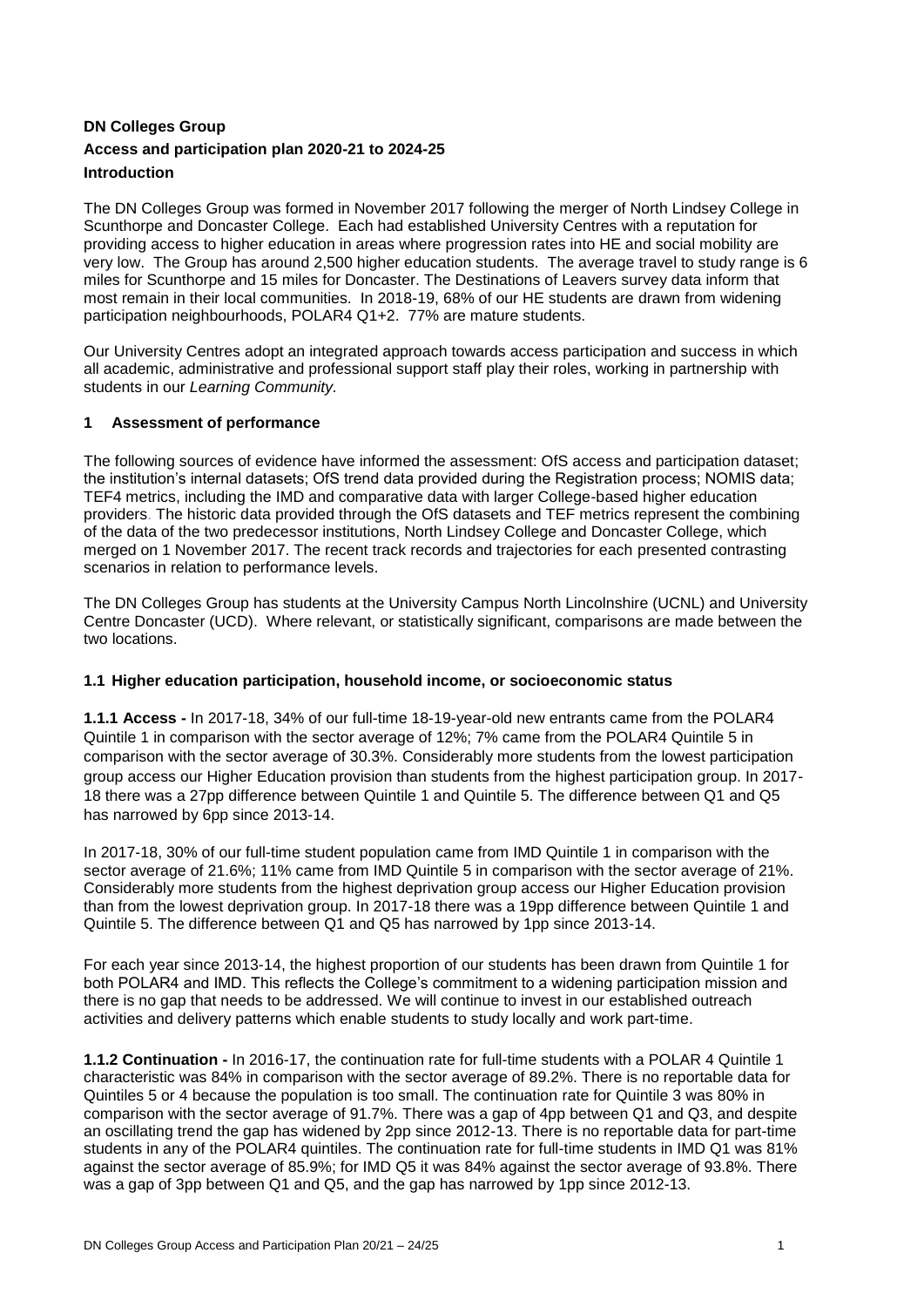**DN Colleges Group**

**Access and participation plan 2020-21 to 2024-25**

**Introduction**

The DN Colleges Group was formed in November 2017 following the merger of North Lindsey College in Scunthorpe and Doncaster College. Each had established University Centres with a reputation for providing access to higher education in areas where progression rates into HE and social mobility are very low. The Group has around 2,500 higher education students. The average travel to study range is 6 miles for Scunthorpe and 15 miles for Doncaster. The Destinations of Leavers survey data inform that most remain in their local communities. In 2018-19, 68% of our HE students are drawn from widening participation neighbourhoods, POLAR4 Q1+2. 77% are mature students.

Our University Centres adopt an integrated approach towards access participation and success in which all academic, administrative and professional support staff play their roles, working in partnership with students in our *Learning Community.*

## 1 Assessment of performance

The following sources of evidence have informed the assessment: OfS access and participation dataset; the institution's internal datasets; OfS trend data provided during the Registration process; NOMIS data; TEF4 metrics, including the IMD and comparative data with larger College-based higher education providers. The historic data provided through the OfS datasets and TEF metrics represent the combining of the data of the two predecessor institutions, North Lindsey College and Doncaster College, which merged on 1 November 2017. The recent track records and trajectories for each presented contrasting scenarios in relation to performance levels.

The DN Colleges Group has students at the University Campus North Lincolnshire (UCNL) and University Centre Doncaster (UCD). Where relevant, or statistically significant, comparisons are made between the two locations.

### 1.1 Higher education participation, household income, or socioeconomic status

**1.1.1 Access -** In 2017-18, 34% of our full-time 18-19-year-old new entrants came from the POLAR4 Quintile 1 in comparison with the sector average of 12%; 7% came from the POLAR4 Quintile 5 in comparison with the sector average of 30.3%. Considerably more students from the lowest participation group access our Higher Education provision than students from the highest participation group. In 2017-18 there was a 27pp difference between Quintile 1 and Quintile 5. The difference between Q1 and Q5 has narrowed by 6pp since 2013-14.

In 2017-18, 30% of our full-time student population came from IMD Quintile 1 in comparison with the sector average of 21.6%; 11% came from IMD Quintile 5 in comparison with the sector average of 21%. Considerably more students from the highest deprivation group access our Higher Education provision than from the lowest deprivation group. In 2017-18 there was a 19pp difference between Quintile 1 and Quintile 5. The difference between Q1 and Q5 has narrowed by 1pp since 2013-14.

For each year since 2013-14, the highest proportion of our students has been drawn from Quintile 1 for both POLAR4 and IMD. This reflects the College's commitment to a widening participation mission and there is no gap that needs to be addressed. We will continue to invest in our established outreach activities and delivery patterns which enable students to study locally and work part-time.

**1.1.2 Continuation -** In 2016-17, the continuation rate for full-time students with a POLAR 4 Quintile 1 characteristic was 84% in comparison with the sector average of 89.2%. There is no reportable data for Quintiles 5 or 4 because the population is too small. The continuation rate for Quintile 3 was 80% in comparison with the sector average of 91.7%. There was a gap of 4pp between Q1 and Q3, and despite an oscillating trend the gap has widened by 2pp since 2012-13. There is no reportable data for part-time students in any of the POLAR4 quintiles. The continuation rate for full-time students in IMD Q1 was 81% against the sector average of 85.9%; for IMD Q5 it was 84% against the sector average of 93.8%. There was a gap of 3pp between Q1 and Q5, and the gap has narrowed by 1pp since 2012-13.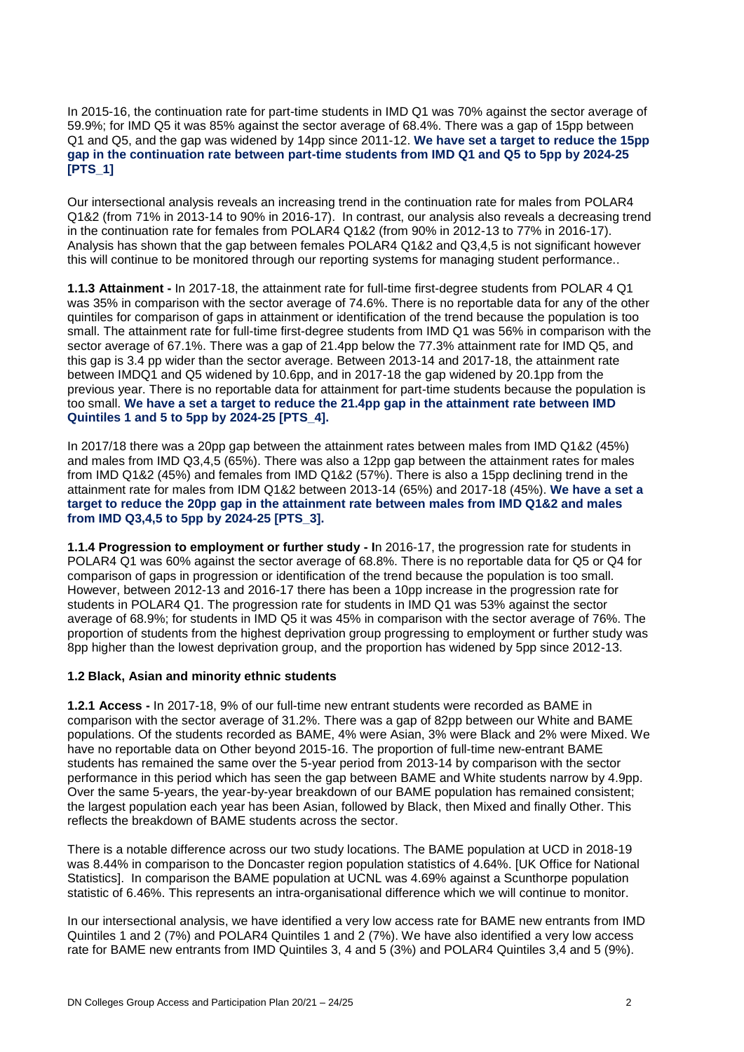In 2015-16, the continuation rate for part-time students in IMD Q1 was 70% against the sector average of 59.9%; for IMD Q5 it was 85% against the sector average of 68.4%. There was a gap of 15pp between Q1 and Q5, and the gap was widened by 14pp since 2011-12. **We have set a target to reduce the 15pp gap in the continuation rate between part-time students from IMD Q1 and Q5 to 5pp by 2024-25 [PTS_1]**

Our intersectional analysis reveals an increasing trend in the continuation rate for males from POLAR4 Q1&2 (from 71% in 2013-14 to 90% in 2016-17). In contrast, our analysis also reveals a decreasing trend in the continuation rate for females from POLAR4 Q1&2 (from 90% in 2012-13 to 77% in 2016-17). Analysis has shown that the gap between females POLAR4 Q1&2 and Q3,4,5 is not significant however this will continue to be monitored through our reporting systems for managing student performance..

**1.1.3 Attainment -** In 2017-18, the attainment rate for full-time first-degree students from POLAR 4 Q1 was 35% in comparison with the sector average of 74.6%. There is no reportable data for any of the other quintiles for comparison of gaps in attainment or identification of the trend because the population is too small. The attainment rate for full-time first-degree students from IMD Q1 was 56% in comparison with the sector average of 67.1%. There was a gap of 21.4pp below the 77.3% attainment rate for IMD Q5, and this gap is 3.4 pp wider than the sector average. Between 2013-14 and 2017-18, the attainment rate between IMDQ1 and Q5 widened by 10.6pp, and in 2017-18 the gap widened by 20.1pp from the previous year. There is no reportable data for attainment for part-time students because the population is too small. **We have a set a target to reduce the 21.4pp gap in the attainment rate between IMD Quintiles 1 and 5 to 5pp by 2024-25 [PTS_4].**

In 2017/18 there was a 20pp gap between the attainment rates between males from IMD Q1&2 (45%) and males from IMD Q3,4,5 (65%). There was also a 12pp gap between the attainment rates for males from IMD Q1&2 (45%) and females from IMD Q1&2 (57%). There is also a 15pp declining trend in the attainment rate for males from IDM Q1&2 between 2013-14 (65%) and 2017-18 (45%). **We have a set a target to reduce the 20pp gap in the attainment rate between males from IMD Q1&2 and males from IMD Q3,4,5 to 5pp by 2024-25 [PTS_3].**

**1.1.4 Progression to employment or further study - I**n 2016-17, the progression rate for students in POLAR4 Q1 was 60% against the sector average of 68.8%. There is no reportable data for Q5 or Q4 for comparison of gaps in progression or identification of the trend because the population is too small. However, between 2012-13 and 2016-17 there has been a 10pp increase in the progression rate for students in POLAR4 Q1. The progression rate for students in IMD Q1 was 53% against the sector average of 68.9%; for students in IMD Q5 it was 45% in comparison with the sector average of 76%. The proportion of students from the highest deprivation group progressing to employment or further study was 8pp higher than the lowest deprivation group, and the proportion has widened by 5pp since 2012-13.

### 1.2 Black, Asian and minority ethnic students

**1.2.1 Access -** In 2017-18, 9% of our full-time new entrant students were recorded as BAME in comparison with the sector average of 31.2%. There was a gap of 82pp between our White and BAME populations. Of the students recorded as BAME, 4% were Asian, 3% were Black and 2% were Mixed. We have no reportable data on Other beyond 2015-16. The proportion of full-time new-entrant BAME students has remained the same over the 5-year period from 2013-14 by comparison with the sector performance in this period which has seen the gap between BAME and White students narrow by 4.9pp. Over the same 5-years, the year-by-year breakdown of our BAME population has remained consistent; the largest population each year has been Asian, followed by Black, then Mixed and finally Other. This reflects the breakdown of BAME students across the sector.

There is a notable difference across our two study locations. The BAME population at UCD in 2018-19 was 8.44% in comparison to the Doncaster region population statistics of 4.64%. [UK Office for National Statistics]. In comparison the BAME population at UCNL was 4.69% against a Scunthorpe population statistic of 6.46%. This represents an intra-organisational difference which we will continue to monitor.

In our intersectional analysis, we have identified a very low access rate for BAME new entrants from IMD Quintiles 1 and 2 (7%) and POLAR4 Quintiles 1 and 2 (7%). We have also identified a very low access rate for BAME new entrants from IMD Quintiles 3, 4 and 5 (3%) and POLAR4 Quintiles 3,4 and 5 (9%).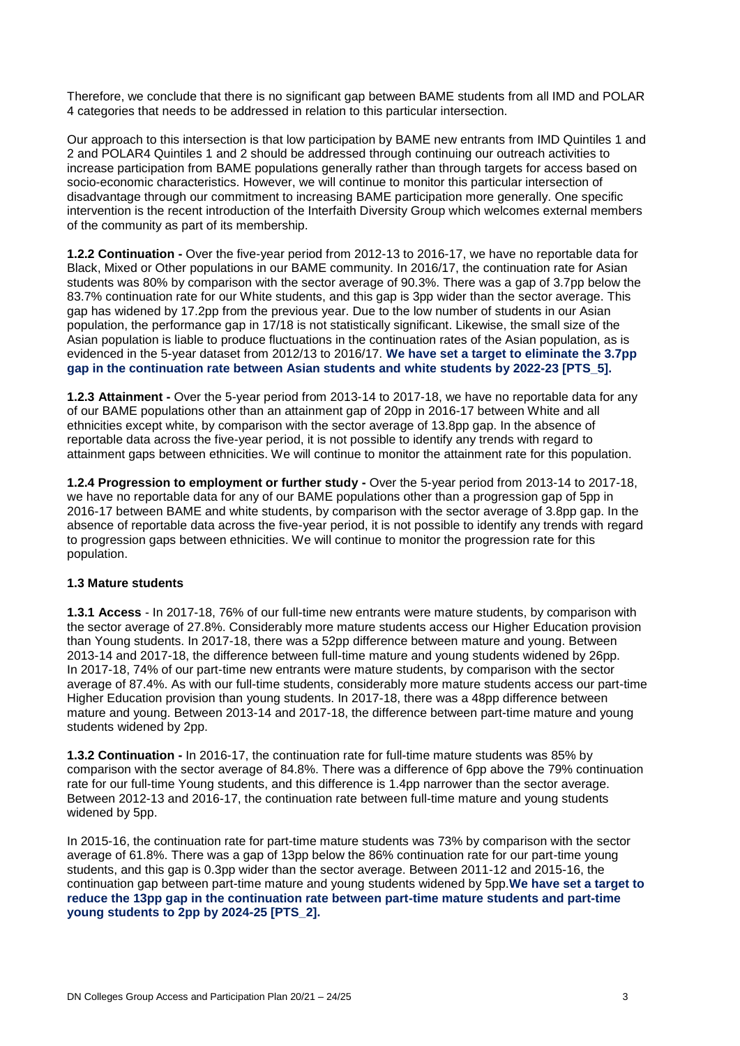Therefore, we conclude that there is no significant gap between BAME students from all IMD and POLAR 4 categories that needs to be addressed in relation to this particular intersection.

Our approach to this intersection is that low participation by BAME new entrants from IMD Quintiles 1 and 2 and POLAR4 Quintiles 1 and 2 should be addressed through continuing our outreach activities to increase participation from BAME populations generally rather than through targets for access based on socio-economic characteristics. However, we will continue to monitor this particular intersection of disadvantage through our commitment to increasing BAME participation more generally. One specific intervention is the recent introduction of the Interfaith Diversity Group which welcomes external members of the community as part of its membership.

**1.2.2 Continuation -** Over the five-year period from 2012-13 to 2016-17, we have no reportable data for Black, Mixed or Other populations in our BAME community. In 2016/17, the continuation rate for Asian students was 80% by comparison with the sector average of 90.3%. There was a gap of 3.7pp below the 83.7% continuation rate for our White students, and this gap is 3pp wider than the sector average. This gap has widened by 17.2pp from the previous year. Due to the low number of students in our Asian population, the performance gap in 17/18 is not statistically significant. Likewise, the small size of the Asian population is liable to produce fluctuations in the continuation rates of the Asian population, as is evidenced in the 5-year dataset from 2012/13 to 2016/17. **We have set a target to eliminate the 3.7pp gap in the continuation rate between Asian students and white students by 2022-23 [PTS_5].**

**1.2.3 Attainment -** Over the 5-year period from 2013-14 to 2017-18, we have no reportable data for any of our BAME populations other than an attainment gap of 20pp in 2016-17 between White and all ethnicities except white, by comparison with the sector average of 13.8pp gap. In the absence of reportable data across the five-year period, it is not possible to identify any trends with regard to attainment gaps between ethnicities. We will continue to monitor the attainment rate for this population.

**1.2.4 Progression to employment or further study -** Over the 5-year period from 2013-14 to 2017-18, we have no reportable data for any of our BAME populations other than a progression gap of 5pp in 2016-17 between BAME and white students, by comparison with the sector average of 3.8pp gap. In the absence of reportable data across the five-year period, it is not possible to identify any trends with regard to progression gaps between ethnicities. We will continue to monitor the progression rate for this population.

### 1.3 Mature students

**1.3.1 Access** - In 2017-18, 76% of our full-time new entrants were mature students, by comparison with the sector average of 27.8%. Considerably more mature students access our Higher Education provision than Young students. In 2017-18, there was a 52pp difference between mature and young. Between 2013-14 and 2017-18, the difference between full-time mature and young students widened by 26pp. In 2017-18, 74% of our part-time new entrants were mature students, by comparison with the sector average of 87.4%. As with our full-time students, considerably more mature students access our part-time Higher Education provision than young students. In 2017-18, there was a 48pp difference between mature and young. Between 2013-14 and 2017-18, the difference between part-time mature and young students widened by 2pp.

**1.3.2 Continuation -** In 2016-17, the continuation rate for full-time mature students was 85% by comparison with the sector average of 84.8%. There was a difference of 6pp above the 79% continuation rate for our full-time Young students, and this difference is 1.4pp narrower than the sector average. Between 2012-13 and 2016-17, the continuation rate between full-time mature and young students widened by 5pp.

In 2015-16, the continuation rate for part-time mature students was 73% by comparison with the sector average of 61.8%. There was a gap of 13pp below the 86% continuation rate for our part-time young students, and this gap is 0.3pp wider than the sector average. Between 2011-12 and 2015-16, the continuation gap between part-time mature and young students widened by 5pp.**We have set a target to reduce the 13pp gap in the continuation rate between part-time mature students and part-time young students to 2pp by 2024-25 [PTS_2].**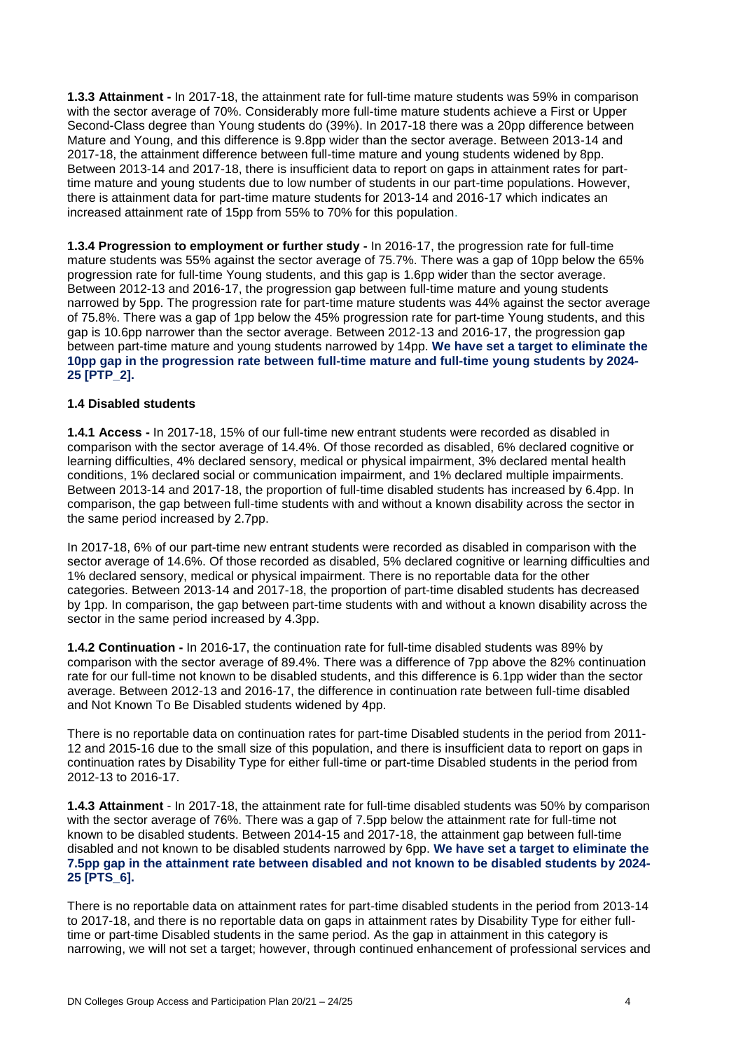**1.3.3 Attainment -** In 2017-18, the attainment rate for full-time mature students was 59% in comparison with the sector average of 70%. Considerably more full-time mature students achieve a First or Upper Second-Class degree than Young students do (39%). In 2017-18 there was a 20pp difference between Mature and Young, and this difference is 9.8pp wider than the sector average. Between 2013-14 and 2017-18, the attainment difference between full-time mature and young students widened by 8pp. Between 2013-14 and 2017-18, there is insufficient data to report on gaps in attainment rates for part-time mature and young students due to low number of students in our part-time populations. However, there is attainment data for part-time mature students for 2013-14 and 2016-17 which indicates an increased attainment rate of 15pp from 55% to 70% for this population.

**1.3.4 Progression to employment or further study -** In 2016-17, the progression rate for full-time mature students was 55% against the sector average of 75.7%. There was a gap of 10pp below the 65% progression rate for full-time Young students, and this gap is 1.6pp wider than the sector average. Between 2012-13 and 2016-17, the progression gap between full-time mature and young students narrowed by 5pp. The progression rate for part-time mature students was 44% against the sector average of 75.8%. There was a gap of 1pp below the 45% progression rate for part-time Young students, and this gap is 10.6pp narrower than the sector average. Between 2012-13 and 2016-17, the progression gap between part-time mature and young students narrowed by 14pp. **We have set a target to eliminate the 10pp gap in the progression rate between full-time mature and full-time young students by 2024-25 [PTP_2].**

### 1.4 Disabled students

**1.4.1 Access -** In 2017-18, 15% of our full-time new entrant students were recorded as disabled in comparison with the sector average of 14.4%. Of those recorded as disabled, 6% declared cognitive or learning difficulties, 4% declared sensory, medical or physical impairment, 3% declared mental health conditions, 1% declared social or communication impairment, and 1% declared multiple impairments. Between 2013-14 and 2017-18, the proportion of full-time disabled students has increased by 6.4pp. In comparison, the gap between full-time students with and without a known disability across the sector in the same period increased by 2.7pp.

In 2017-18, 6% of our part-time new entrant students were recorded as disabled in comparison with the sector average of 14.6%. Of those recorded as disabled, 5% declared cognitive or learning difficulties and 1% declared sensory, medical or physical impairment. There is no reportable data for the other categories. Between 2013-14 and 2017-18, the proportion of part-time disabled students has decreased by 1pp. In comparison, the gap between part-time students with and without a known disability across the sector in the same period increased by 4.3pp.

**1.4.2 Continuation -** In 2016-17, the continuation rate for full-time disabled students was 89% by comparison with the sector average of 89.4%. There was a difference of 7pp above the 82% continuation rate for our full-time not known to be disabled students, and this difference is 6.1pp wider than the sector average. Between 2012-13 and 2016-17, the difference in continuation rate between full-time disabled and Not Known To Be Disabled students widened by 4pp.

There is no reportable data on continuation rates for part-time Disabled students in the period from 2011-12 and 2015-16 due to the small size of this population, and there is insufficient data to report on gaps in continuation rates by Disability Type for either full-time or part-time Disabled students in the period from 2012-13 to 2016-17.

**1.4.3 Attainment** - In 2017-18, the attainment rate for full-time disabled students was 50% by comparison with the sector average of 76%. There was a gap of 7.5pp below the attainment rate for full-time not known to be disabled students. Between 2014-15 and 2017-18, the attainment gap between full-time disabled and not known to be disabled students narrowed by 6pp. **We have set a target to eliminate the 7.5pp gap in the attainment rate between disabled and not known to be disabled students by 2024-25 [PTS_6].**

There is no reportable data on attainment rates for part-time disabled students in the period from 2013-14 to 2017-18, and there is no reportable data on gaps in attainment rates by Disability Type for either full-time or part-time Disabled students in the same period. As the gap in attainment in this category is narrowing, we will not set a target; however, through continued enhancement of professional services and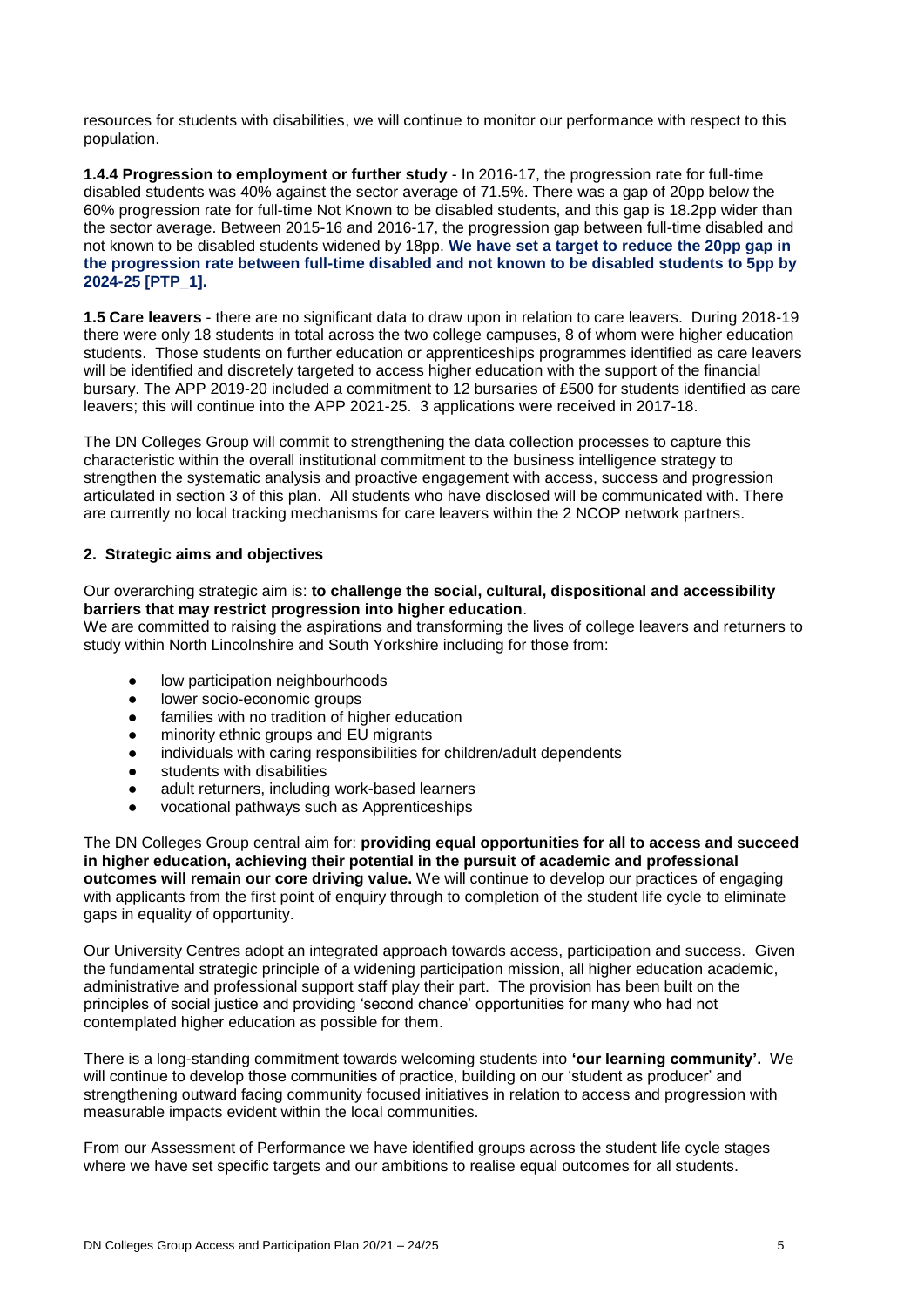resources for students with disabilities, we will continue to monitor our performance with respect to this population.

**1.4.4 Progression to employment or further study** - In 2016-17, the progression rate for full-time disabled students was 40% against the sector average of 71.5%. There was a gap of 20pp below the 60% progression rate for full-time Not Known to be disabled students, and this gap is 18.2pp wider than the sector average. Between 2015-16 and 2016-17, the progression gap between full-time disabled and not known to be disabled students widened by 18pp. **We have set a target to reduce the 20pp gap in the progression rate between full-time disabled and not known to be disabled students to 5pp by 2024-25 [PTP_1].**

**1.5 Care leavers** - there are no significant data to draw upon in relation to care leavers. During 2018-19 there were only 18 students in total across the two college campuses, 8 of whom were higher education students. Those students on further education or apprenticeships programmes identified as care leavers will be identified and discretely targeted to access higher education with the support of the financial bursary. The APP 2019-20 included a commitment to 12 bursaries of £500 for students identified as care leavers; this will continue into the APP 2021-25. 3 applications were received in 2017-18.

The DN Colleges Group will commit to strengthening the data collection processes to capture this characteristic within the overall institutional commitment to the business intelligence strategy to strengthen the systematic analysis and proactive engagement with access, success and progression articulated in section 3 of this plan. All students who have disclosed will be communicated with. There are currently no local tracking mechanisms for care leavers within the 2 NCOP network partners.

## 2. Strategic aims and objectives

Our overarching strategic aim is: **to challenge the social, cultural, dispositional and accessibility barriers that may restrict progression into higher education**.

We are committed to raising the aspirations and transforming the lives of college leavers and returners to study within North Lincolnshire and South Yorkshire including for those from:

- low participation neighbourhoods
- lower socio-economic groups
- families with no tradition of higher education
- minority ethnic groups and EU migrants
- individuals with caring responsibilities for children/adult dependents
- students with disabilities
- adult returners, including work-based learners
- vocational pathways such as Apprenticeships

The DN Colleges Group central aim for: **providing equal opportunities for all to access and succeed in higher education, achieving their potential in the pursuit of academic and professional outcomes will remain our core driving value.** We will continue to develop our practices of engaging with applicants from the first point of enquiry through to completion of the student life cycle to eliminate gaps in equality of opportunity.

Our University Centres adopt an integrated approach towards access, participation and success. Given the fundamental strategic principle of a widening participation mission, all higher education academic, administrative and professional support staff play their part. The provision has been built on the principles of social justice and providing 'second chance' opportunities for many who had not contemplated higher education as possible for them.

There is a long-standing commitment towards welcoming students into **'our learning community'.** We will continue to develop those communities of practice, building on our 'student as producer' and strengthening outward facing community focused initiatives in relation to access and progression with measurable impacts evident within the local communities.

From our Assessment of Performance we have identified groups across the student life cycle stages where we have set specific targets and our ambitions to realise equal outcomes for all students.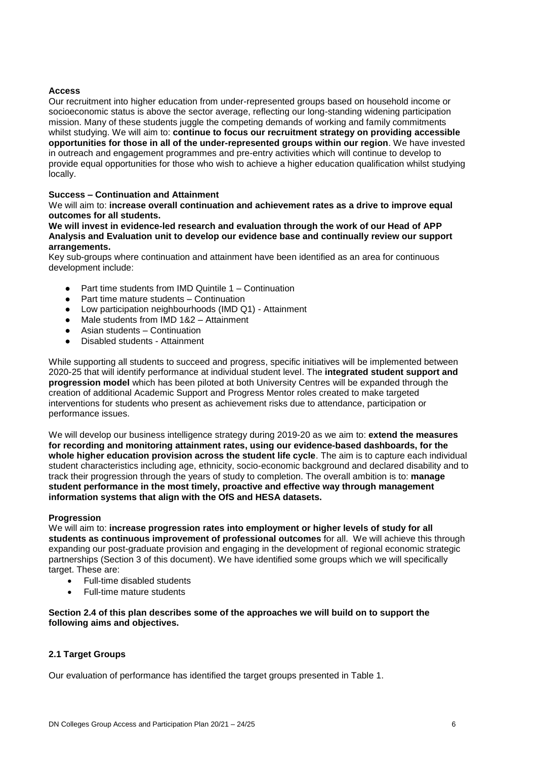**Access**

Our recruitment into higher education from under-represented groups based on household income or socioeconomic status is above the sector average, reflecting our long-standing widening participation mission. Many of these students juggle the competing demands of working and family commitments whilst studying. We will aim to: **continue to focus our recruitment strategy on providing accessible opportunities for those in all of the under-represented groups within our region**. We have invested in outreach and engagement programmes and pre-entry activities which will continue to develop to provide equal opportunities for those who wish to achieve a higher education qualification whilst studying locally.

**Success – Continuation and Attainment**

We will aim to: **increase overall continuation and achievement rates as a drive to improve equal outcomes for all students.**

**We will invest in evidence-led research and evaluation through the work of our Head of APP Analysis and Evaluation unit to develop our evidence base and continually review our support arrangements.**

Key sub-groups where continuation and attainment have been identified as an area for continuous development include:

- Part time students from IMD Quintile 1 – Continuation
- Part time mature students – Continuation
- Low participation neighbourhoods (IMD Q1) - Attainment
- Male students from IMD 1&2 – Attainment
- Asian students – Continuation
- Disabled students - Attainment

While supporting all students to succeed and progress, specific initiatives will be implemented between 2020-25 that will identify performance at individual student level. The **integrated student support and progression model** which has been piloted at both University Centres will be expanded through the creation of additional Academic Support and Progress Mentor roles created to make targeted interventions for students who present as achievement risks due to attendance, participation or performance issues.

We will develop our business intelligence strategy during 2019-20 as we aim to: **extend the measures for recording and monitoring attainment rates, using our evidence-based dashboards, for the whole higher education provision across the student life cycle**. The aim is to capture each individual student characteristics including age, ethnicity, socio-economic background and declared disability and to track their progression through the years of study to completion. The overall ambition is to: **manage student performance in the most timely, proactive and effective way through management information systems that align with the OfS and HESA datasets.**

**Progression**

We will aim to: **increase progression rates into employment or higher levels of study for all students as continuous improvement of professional outcomes** for all. We will achieve this through expanding our post-graduate provision and engaging in the development of regional economic strategic partnerships (Section 3 of this document). We have identified some groups which we will specifically target. These are:

- Full-time disabled students
- Full-time mature students

**Section 2.4 of this plan describes some of the approaches we will build on to support the following aims and objectives.**

### 2.1 Target Groups

Our evaluation of performance has identified the target groups presented in Table 1.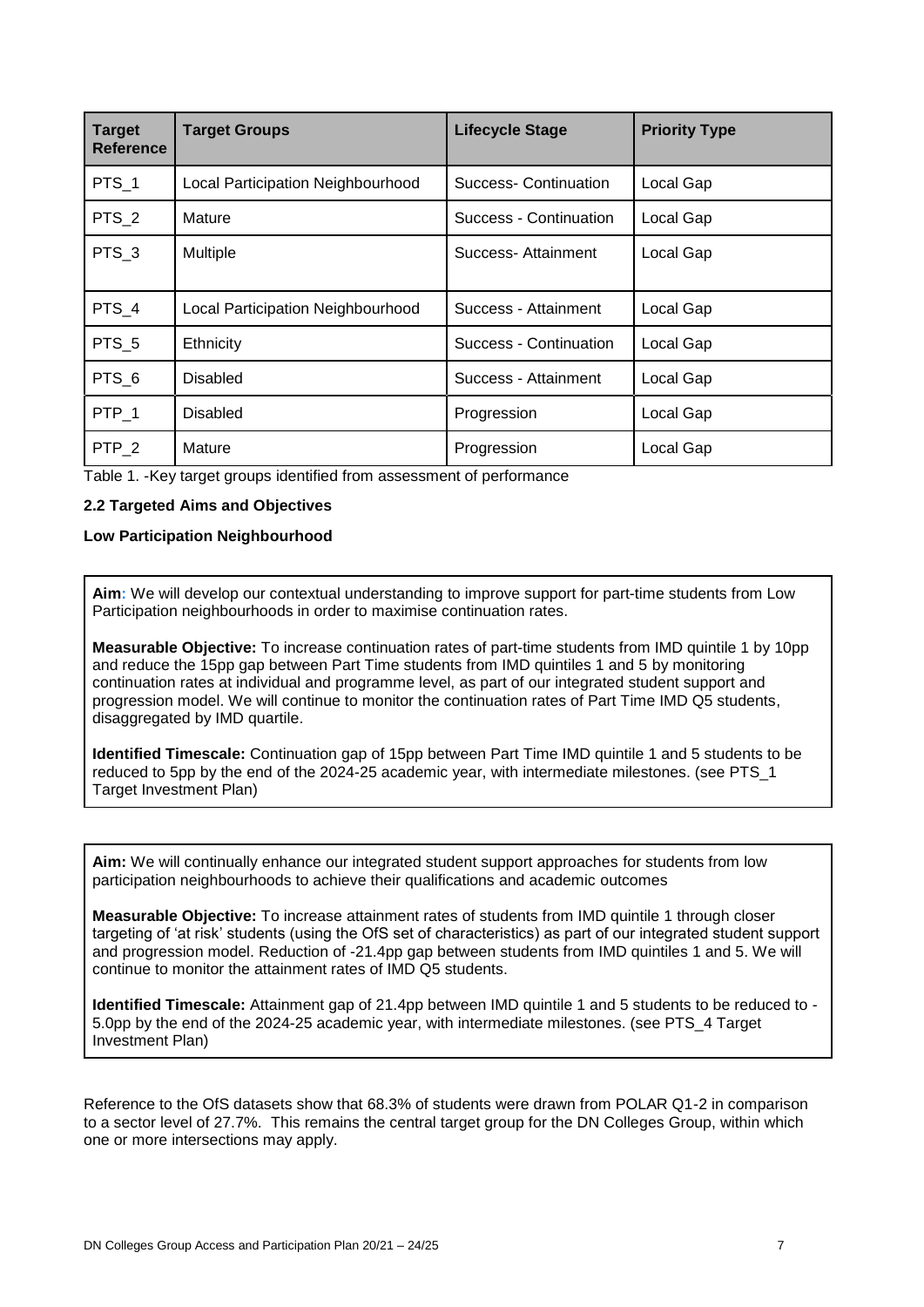| Target Reference | Target Groups | Lifecycle Stage | Priority Type |
|---|---|---|---|
| PTS_1 | Local Participation Neighbourhood | Success- Continuation | Local Gap |
| PTS_2 | Mature | Success - Continuation | Local Gap |
| PTS_3 | Multiple | Success- Attainment | Local Gap |
| PTS_4 | Local Participation Neighbourhood | Success - Attainment | Local Gap |
| PTS_5 | Ethnicity | Success - Continuation | Local Gap |
| PTS_6 | Disabled | Success - Attainment | Local Gap |
| PTP_1 | Disabled | Progression | Local Gap |
| PTP_2 | Mature | Progression | Local Gap |

Table 1. -Key target groups identified from assessment of performance

### 2.2 Targeted Aims and Objectives

#### Low Participation Neighbourhood

**Aim:** We will develop our contextual understanding to improve support for part-time students from Low Participation neighbourhoods in order to maximise continuation rates.

**Measurable Objective:** To increase continuation rates of part-time students from IMD quintile 1 by 10pp and reduce the 15pp gap between Part Time students from IMD quintiles 1 and 5 by monitoring continuation rates at individual and programme level, as part of our integrated student support and progression model. We will continue to monitor the continuation rates of Part Time IMD Q5 students, disaggregated by IMD quartile.

**Identified Timescale:** Continuation gap of 15pp between Part Time IMD quintile 1 and 5 students to be reduced to 5pp by the end of the 2024-25 academic year, with intermediate milestones. (see PTS_1 Target Investment Plan)

**Aim:** We will continually enhance our integrated student support approaches for students from low participation neighbourhoods to achieve their qualifications and academic outcomes

**Measurable Objective:** To increase attainment rates of students from IMD quintile 1 through closer targeting of 'at risk' students (using the OfS set of characteristics) as part of our integrated student support and progression model. Reduction of -21.4pp gap between students from IMD quintiles 1 and 5. We will continue to monitor the attainment rates of IMD Q5 students.

**Identified Timescale:** Attainment gap of 21.4pp between IMD quintile 1 and 5 students to be reduced to -5.0pp by the end of the 2024-25 academic year, with intermediate milestones. (see PTS_4 Target Investment Plan)

Reference to the OfS datasets show that 68.3% of students were drawn from POLAR Q1-2 in comparison to a sector level of 27.7%. This remains the central target group for the DN Colleges Group, within which one or more intersections may apply.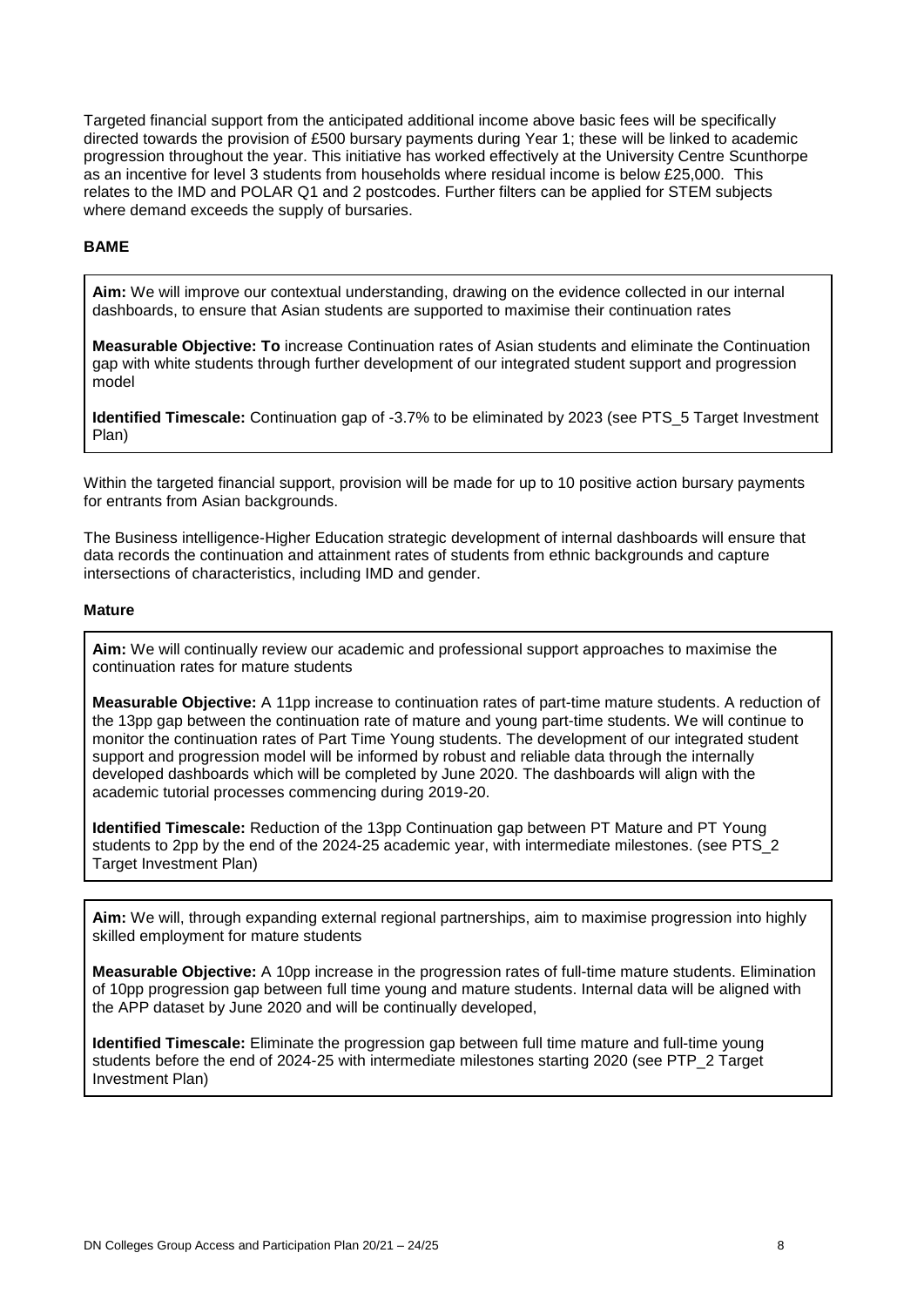Targeted financial support from the anticipated additional income above basic fees will be specifically directed towards the provision of £500 bursary payments during Year 1; these will be linked to academic progression throughout the year. This initiative has worked effectively at the University Centre Scunthorpe as an incentive for level 3 students from households where residual income is below £25,000. This relates to the IMD and POLAR Q1 and 2 postcodes. Further filters can be applied for STEM subjects where demand exceeds the supply of bursaries.

**BAME**

**Aim:** We will improve our contextual understanding, drawing on the evidence collected in our internal dashboards, to ensure that Asian students are supported to maximise their continuation rates

**Measurable Objective: To** increase Continuation rates of Asian students and eliminate the Continuation gap with white students through further development of our integrated student support and progression model

**Identified Timescale:** Continuation gap of -3.7% to be eliminated by 2023 (see PTS_5 Target Investment Plan)

Within the targeted financial support, provision will be made for up to 10 positive action bursary payments for entrants from Asian backgrounds.

The Business intelligence-Higher Education strategic development of internal dashboards will ensure that data records the continuation and attainment rates of students from ethnic backgrounds and capture intersections of characteristics, including IMD and gender.

**Mature**

**Aim:** We will continually review our academic and professional support approaches to maximise the continuation rates for mature students

**Measurable Objective:** A 11pp increase to continuation rates of part-time mature students. A reduction of the 13pp gap between the continuation rate of mature and young part-time students. We will continue to monitor the continuation rates of Part Time Young students. The development of our integrated student support and progression model will be informed by robust and reliable data through the internally developed dashboards which will be completed by June 2020. The dashboards will align with the academic tutorial processes commencing during 2019-20.

**Identified Timescale:** Reduction of the 13pp Continuation gap between PT Mature and PT Young students to 2pp by the end of the 2024-25 academic year, with intermediate milestones. (see PTS_2 Target Investment Plan)

**Aim:** We will, through expanding external regional partnerships, aim to maximise progression into highly skilled employment for mature students

**Measurable Objective:** A 10pp increase in the progression rates of full-time mature students. Elimination of 10pp progression gap between full time young and mature students. Internal data will be aligned with the APP dataset by June 2020 and will be continually developed,

**Identified Timescale:** Eliminate the progression gap between full time mature and full-time young students before the end of 2024-25 with intermediate milestones starting 2020 (see PTP_2 Target Investment Plan)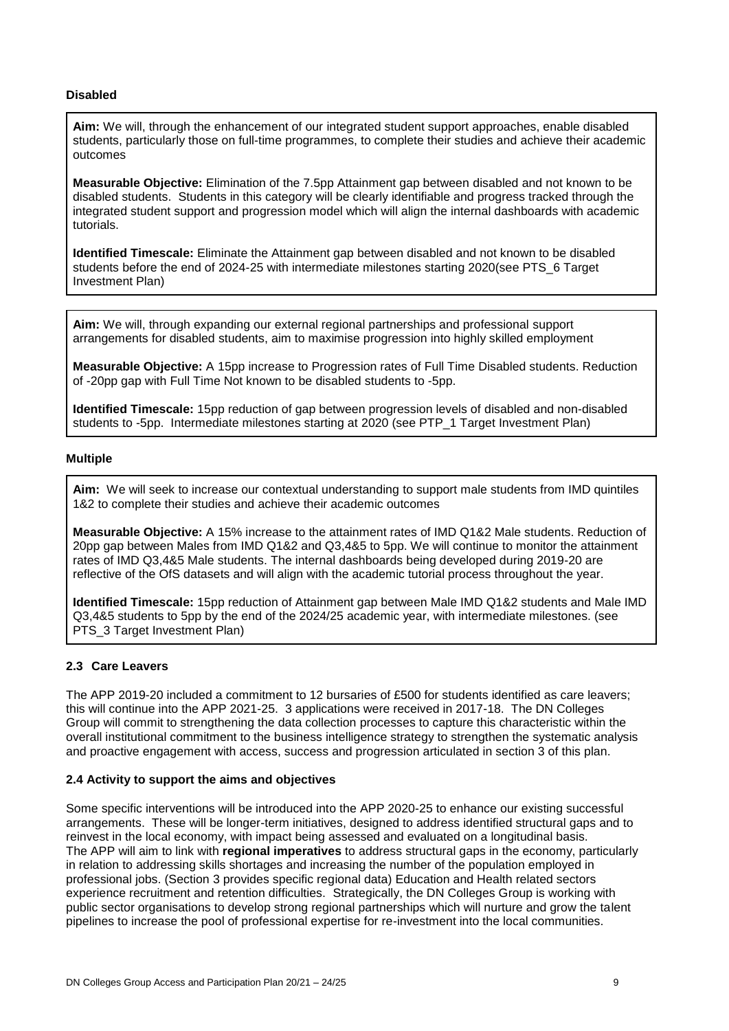**Disabled**

**Aim:** We will, through the enhancement of our integrated student support approaches, enable disabled students, particularly those on full-time programmes, to complete their studies and achieve their academic outcomes

**Measurable Objective:** Elimination of the 7.5pp Attainment gap between disabled and not known to be disabled students. Students in this category will be clearly identifiable and progress tracked through the integrated student support and progression model which will align the internal dashboards with academic tutorials.

**Identified Timescale:** Eliminate the Attainment gap between disabled and not known to be disabled students before the end of 2024-25 with intermediate milestones starting 2020(see PTS_6 Target Investment Plan)

**Aim:** We will, through expanding our external regional partnerships and professional support arrangements for disabled students, aim to maximise progression into highly skilled employment

**Measurable Objective:** A 15pp increase to Progression rates of Full Time Disabled students. Reduction of -20pp gap with Full Time Not known to be disabled students to -5pp.

**Identified Timescale:** 15pp reduction of gap between progression levels of disabled and non-disabled students to -5pp. Intermediate milestones starting at 2020 (see PTP_1 Target Investment Plan)

**Multiple**

**Aim:** We will seek to increase our contextual understanding to support male students from IMD quintiles 1&2 to complete their studies and achieve their academic outcomes

**Measurable Objective:** A 15% increase to the attainment rates of IMD Q1&2 Male students. Reduction of 20pp gap between Males from IMD Q1&2 and Q3,4&5 to 5pp. We will continue to monitor the attainment rates of IMD Q3,4&5 Male students. The internal dashboards being developed during 2019-20 are reflective of the OfS datasets and will align with the academic tutorial process throughout the year.

**Identified Timescale:** 15pp reduction of Attainment gap between Male IMD Q1&2 students and Male IMD Q3,4&5 students to 5pp by the end of the 2024/25 academic year, with intermediate milestones. (see PTS_3 Target Investment Plan)

### 2.3 Care Leavers

The APP 2019-20 included a commitment to 12 bursaries of £500 for students identified as care leavers; this will continue into the APP 2021-25. 3 applications were received in 2017-18. The DN Colleges Group will commit to strengthening the data collection processes to capture this characteristic within the overall institutional commitment to the business intelligence strategy to strengthen the systematic analysis and proactive engagement with access, success and progression articulated in section 3 of this plan.

### 2.4 Activity to support the aims and objectives

Some specific interventions will be introduced into the APP 2020-25 to enhance our existing successful arrangements. These will be longer-term initiatives, designed to address identified structural gaps and to reinvest in the local economy, with impact being assessed and evaluated on a longitudinal basis. The APP will aim to link with **regional imperatives** to address structural gaps in the economy, particularly in relation to addressing skills shortages and increasing the number of the population employed in professional jobs. (Section 3 provides specific regional data) Education and Health related sectors experience recruitment and retention difficulties. Strategically, the DN Colleges Group is working with public sector organisations to develop strong regional partnerships which will nurture and grow the talent pipelines to increase the pool of professional expertise for re-investment into the local communities.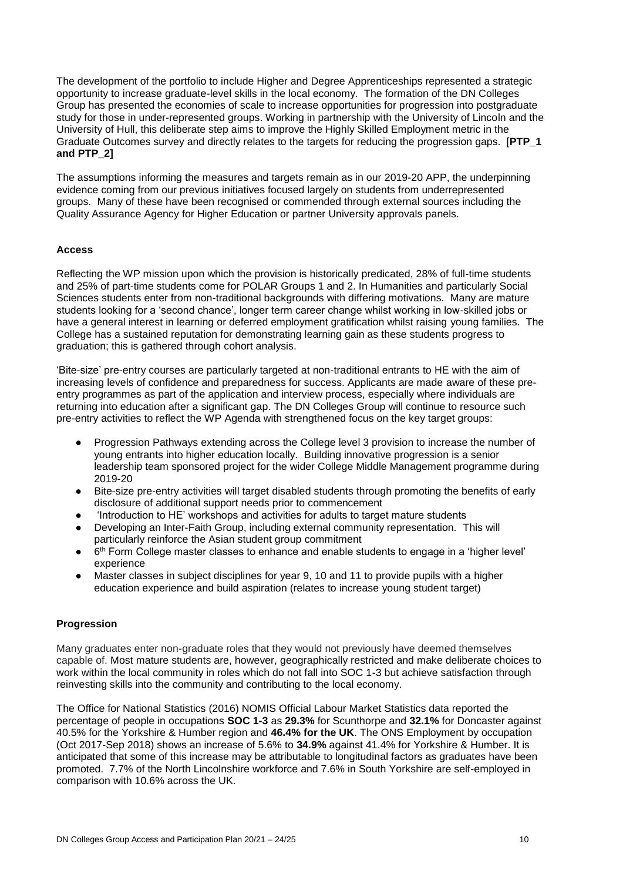The development of the portfolio to include Higher and Degree Apprenticeships represented a strategic opportunity to increase graduate-level skills in the local economy. The formation of the DN Colleges Group has presented the economies of scale to increase opportunities for progression into postgraduate study for those in under-represented groups. Working in partnership with the University of Lincoln and the University of Hull, this deliberate step aims to improve the Highly Skilled Employment metric in the Graduate Outcomes survey and directly relates to the targets for reducing the progression gaps. [**PTP_1 and PTP_2]**

The assumptions informing the measures and targets remain as in our 2019-20 APP, the underpinning evidence coming from our previous initiatives focused largely on students from underrepresented groups. Many of these have been recognised or commended through external sources including the Quality Assurance Agency for Higher Education or partner University approvals panels.

### Access

Reflecting the WP mission upon which the provision is historically predicated, 28% of full-time students and 25% of part-time students come for POLAR Groups 1 and 2. In Humanities and particularly Social Sciences students enter from non-traditional backgrounds with differing motivations. Many are mature students looking for a 'second chance', longer term career change whilst working in low-skilled jobs or have a general interest in learning or deferred employment gratification whilst raising young families. The College has a sustained reputation for demonstrating learning gain as these students progress to graduation; this is gathered through cohort analysis.

'Bite-size' pre-entry courses are particularly targeted at non-traditional entrants to HE with the aim of increasing levels of confidence and preparedness for success. Applicants are made aware of these pre-entry programmes as part of the application and interview process, especially where individuals are returning into education after a significant gap. The DN Colleges Group will continue to resource such pre-entry activities to reflect the WP Agenda with strengthened focus on the key target groups:

- Progression Pathways extending across the College level 3 provision to increase the number of young entrants into higher education locally. Building innovative progression is a senior leadership team sponsored project for the wider College Middle Management programme during 2019-20
- Bite-size pre-entry activities will target disabled students through promoting the benefits of early disclosure of additional support needs prior to commencement
- 'Introduction to HE' workshops and activities for adults to target mature students
- Developing an Inter-Faith Group, including external community representation. This will particularly reinforce the Asian student group commitment
- 6th Form College master classes to enhance and enable students to engage in a 'higher level' experience
- Master classes in subject disciplines for year 9, 10 and 11 to provide pupils with a higher education experience and build aspiration (relates to increase young student target)

### Progression

Many graduates enter non-graduate roles that they would not previously have deemed themselves capable of. Most mature students are, however, geographically restricted and make deliberate choices to work within the local community in roles which do not fall into SOC 1-3 but achieve satisfaction through reinvesting skills into the community and contributing to the local economy.

The Office for National Statistics (2016) NOMIS Official Labour Market Statistics data reported the percentage of people in occupations **SOC 1-3** as **29.3%** for Scunthorpe and **32.1%** for Doncaster against 40.5% for the Yorkshire & Humber region and **46.4% for the UK**. The ONS Employment by occupation (Oct 2017-Sep 2018) shows an increase of 5.6% to **34.9%** against 41.4% for Yorkshire & Humber. It is anticipated that some of this increase may be attributable to longitudinal factors as graduates have been promoted. 7.7% of the North Lincolnshire workforce and 7.6% in South Yorkshire are self-employed in comparison with 10.6% across the UK.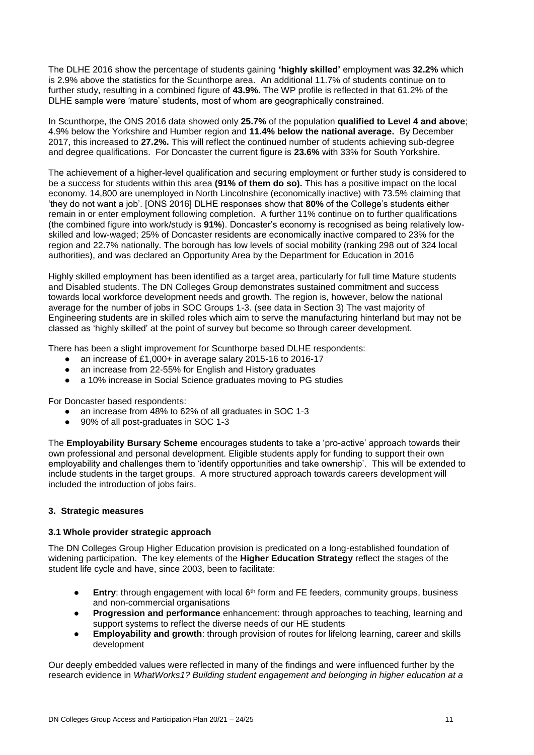The DLHE 2016 show the percentage of students gaining **'highly skilled'** employment was **32.2%** which is 2.9% above the statistics for the Scunthorpe area. An additional 11.7% of students continue on to further study, resulting in a combined figure of **43.9%.** The WP profile is reflected in that 61.2% of the DLHE sample were 'mature' students, most of whom are geographically constrained.

In Scunthorpe, the ONS 2016 data showed only **25.7%** of the population **qualified to Level 4 and above**; 4.9% below the Yorkshire and Humber region and **11.4% below the national average.** By December 2017, this increased to **27.2%.** This will reflect the continued number of students achieving sub-degree and degree qualifications. For Doncaster the current figure is **23.6%** with 33% for South Yorkshire.

The achievement of a higher-level qualification and securing employment or further study is considered to be a success for students within this area **(91% of them do so).** This has a positive impact on the local economy. 14,800 are unemployed in North Lincolnshire (economically inactive) with 73.5% claiming that 'they do not want a job'. [ONS 2016] DLHE responses show that **80%** of the College's students either remain in or enter employment following completion. A further 11% continue on to further qualifications (the combined figure into work/study is **91%**). Doncaster's economy is recognised as being relatively low-skilled and low-waged; 25% of Doncaster residents are economically inactive compared to 23% for the region and 22.7% nationally. The borough has low levels of social mobility (ranking 298 out of 324 local authorities), and was declared an Opportunity Area by the Department for Education in 2016

Highly skilled employment has been identified as a target area, particularly for full time Mature students and Disabled students. The DN Colleges Group demonstrates sustained commitment and success towards local workforce development needs and growth. The region is, however, below the national average for the number of jobs in SOC Groups 1-3. (see data in Section 3) The vast majority of Engineering students are in skilled roles which aim to serve the manufacturing hinterland but may not be classed as 'highly skilled' at the point of survey but become so through career development.

There has been a slight improvement for Scunthorpe based DLHE respondents:

- an increase of £1,000+ in average salary 2015-16 to 2016-17
- an increase from 22-55% for English and History graduates
- a 10% increase in Social Science graduates moving to PG studies

For Doncaster based respondents:

- an increase from 48% to 62% of all graduates in SOC 1-3
- 90% of all post-graduates in SOC 1-3

The **Employability Bursary Scheme** encourages students to take a 'pro-active' approach towards their own professional and personal development. Eligible students apply for funding to support their own employability and challenges them to 'identify opportunities and take ownership'. This will be extended to include students in the target groups. A more structured approach towards careers development will included the introduction of jobs fairs.

### 3. Strategic measures

#### 3.1 Whole provider strategic approach

The DN Colleges Group Higher Education provision is predicated on a long-established foundation of widening participation. The key elements of the **Higher Education Strategy** reflect the stages of the student life cycle and have, since 2003, been to facilitate:

- **Entry**: through engagement with local 6th form and FE feeders, community groups, business and non-commercial organisations
- **Progression and performance** enhancement: through approaches to teaching, learning and support systems to reflect the diverse needs of our HE students
- **Employability and growth**: through provision of routes for lifelong learning, career and skills development

Our deeply embedded values were reflected in many of the findings and were influenced further by the research evidence in *WhatWorks1? Building student engagement and belonging in higher education at a*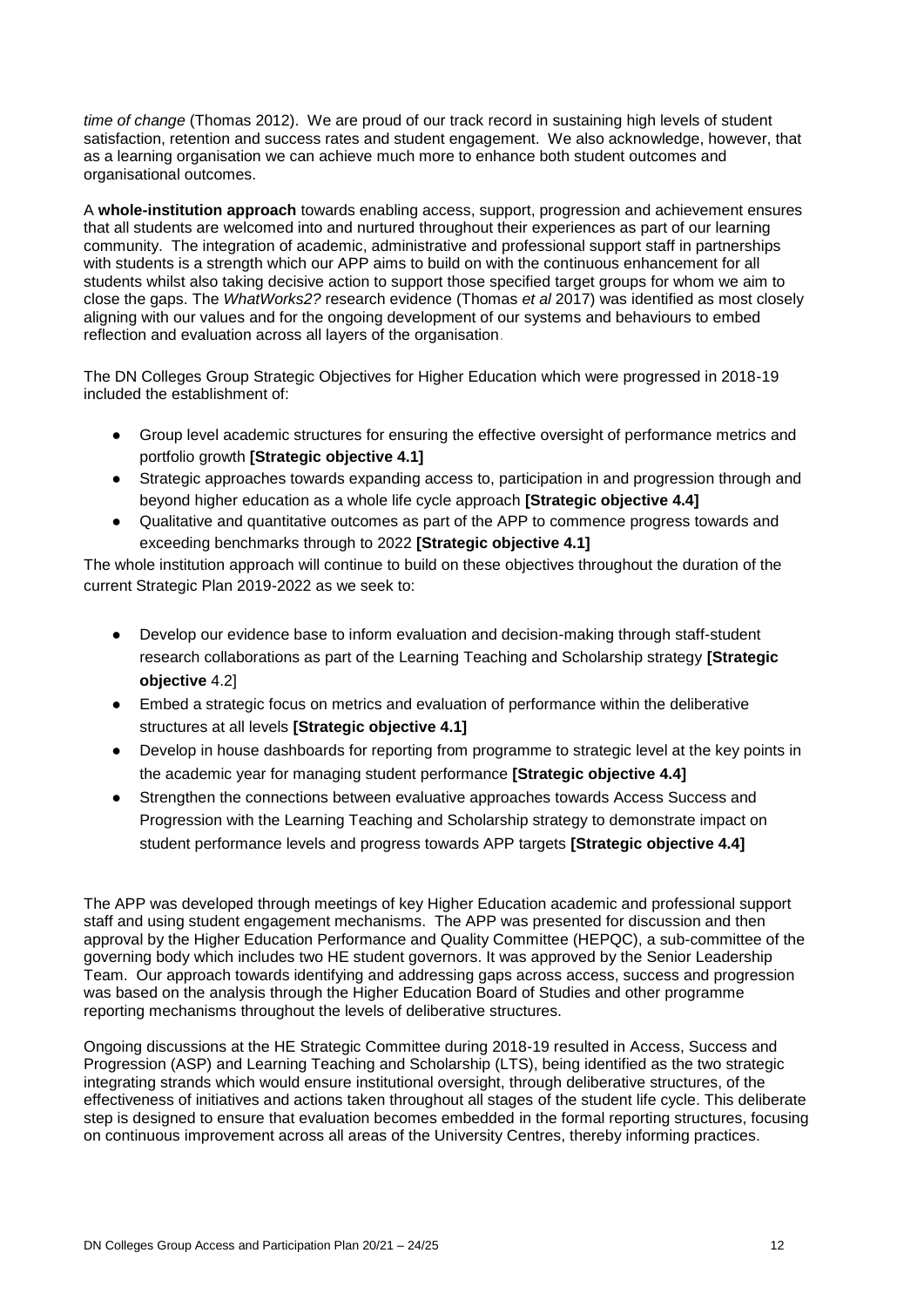*time of change* (Thomas 2012). We are proud of our track record in sustaining high levels of student satisfaction, retention and success rates and student engagement. We also acknowledge, however, that as a learning organisation we can achieve much more to enhance both student outcomes and organisational outcomes.

A **whole-institution approach** towards enabling access, support, progression and achievement ensures that all students are welcomed into and nurtured throughout their experiences as part of our learning community. The integration of academic, administrative and professional support staff in partnerships with students is a strength which our APP aims to build on with the continuous enhancement for all students whilst also taking decisive action to support those specified target groups for whom we aim to close the gaps. The *WhatWorks2?* research evidence (Thomas *et al* 2017) was identified as most closely aligning with our values and for the ongoing development of our systems and behaviours to embed reflection and evaluation across all layers of the organisation.

The DN Colleges Group Strategic Objectives for Higher Education which were progressed in 2018-19 included the establishment of:

- Group level academic structures for ensuring the effective oversight of performance metrics and portfolio growth **[Strategic objective 4.1]**
- Strategic approaches towards expanding access to, participation in and progression through and beyond higher education as a whole life cycle approach **[Strategic objective 4.4]**
- Qualitative and quantitative outcomes as part of the APP to commence progress towards and exceeding benchmarks through to 2022 **[Strategic objective 4.1]**

The whole institution approach will continue to build on these objectives throughout the duration of the current Strategic Plan 2019-2022 as we seek to:

- Develop our evidence base to inform evaluation and decision-making through staff-student research collaborations as part of the Learning Teaching and Scholarship strategy **[Strategic objective** 4.2]
- Embed a strategic focus on metrics and evaluation of performance within the deliberative structures at all levels **[Strategic objective 4.1]**
- Develop in house dashboards for reporting from programme to strategic level at the key points in the academic year for managing student performance **[Strategic objective 4.4]**
- Strengthen the connections between evaluative approaches towards Access Success and Progression with the Learning Teaching and Scholarship strategy to demonstrate impact on student performance levels and progress towards APP targets **[Strategic objective 4.4]**

The APP was developed through meetings of key Higher Education academic and professional support staff and using student engagement mechanisms. The APP was presented for discussion and then approval by the Higher Education Performance and Quality Committee (HEPQC), a sub-committee of the governing body which includes two HE student governors. It was approved by the Senior Leadership Team. Our approach towards identifying and addressing gaps across access, success and progression was based on the analysis through the Higher Education Board of Studies and other programme reporting mechanisms throughout the levels of deliberative structures.

Ongoing discussions at the HE Strategic Committee during 2018-19 resulted in Access, Success and Progression (ASP) and Learning Teaching and Scholarship (LTS), being identified as the two strategic integrating strands which would ensure institutional oversight, through deliberative structures, of the effectiveness of initiatives and actions taken throughout all stages of the student life cycle. This deliberate step is designed to ensure that evaluation becomes embedded in the formal reporting structures, focusing on continuous improvement across all areas of the University Centres, thereby informing practices.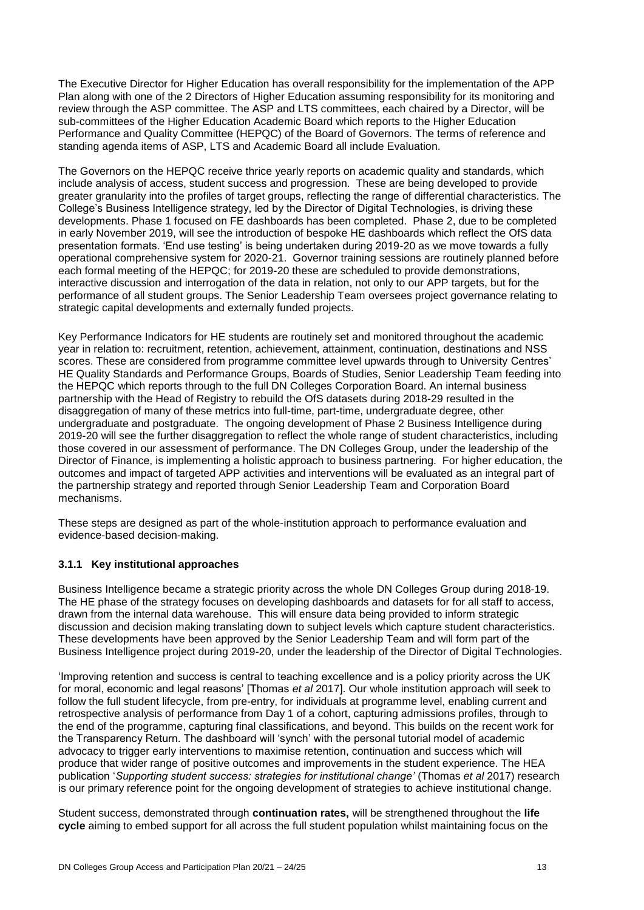The Executive Director for Higher Education has overall responsibility for the implementation of the APP Plan along with one of the 2 Directors of Higher Education assuming responsibility for its monitoring and review through the ASP committee. The ASP and LTS committees, each chaired by a Director, will be sub-committees of the Higher Education Academic Board which reports to the Higher Education Performance and Quality Committee (HEPQC) of the Board of Governors. The terms of reference and standing agenda items of ASP, LTS and Academic Board all include Evaluation.

The Governors on the HEPQC receive thrice yearly reports on academic quality and standards, which include analysis of access, student success and progression. These are being developed to provide greater granularity into the profiles of target groups, reflecting the range of differential characteristics. The College's Business Intelligence strategy, led by the Director of Digital Technologies, is driving these developments. Phase 1 focused on FE dashboards has been completed. Phase 2, due to be completed in early November 2019, will see the introduction of bespoke HE dashboards which reflect the OfS data presentation formats. 'End use testing' is being undertaken during 2019-20 as we move towards a fully operational comprehensive system for 2020-21. Governor training sessions are routinely planned before each formal meeting of the HEPQC; for 2019-20 these are scheduled to provide demonstrations, interactive discussion and interrogation of the data in relation, not only to our APP targets, but for the performance of all student groups. The Senior Leadership Team oversees project governance relating to strategic capital developments and externally funded projects.

Key Performance Indicators for HE students are routinely set and monitored throughout the academic year in relation to: recruitment, retention, achievement, attainment, continuation, destinations and NSS scores. These are considered from programme committee level upwards through to University Centres' HE Quality Standards and Performance Groups, Boards of Studies, Senior Leadership Team feeding into the HEPQC which reports through to the full DN Colleges Corporation Board. An internal business partnership with the Head of Registry to rebuild the OfS datasets during 2018-29 resulted in the disaggregation of many of these metrics into full-time, part-time, undergraduate degree, other undergraduate and postgraduate. The ongoing development of Phase 2 Business Intelligence during 2019-20 will see the further disaggregation to reflect the whole range of student characteristics, including those covered in our assessment of performance. The DN Colleges Group, under the leadership of the Director of Finance, is implementing a holistic approach to business partnering. For higher education, the outcomes and impact of targeted APP activities and interventions will be evaluated as an integral part of the partnership strategy and reported through Senior Leadership Team and Corporation Board mechanisms.

These steps are designed as part of the whole-institution approach to performance evaluation and evidence-based decision-making.

### 3.1.1 Key institutional approaches

Business Intelligence became a strategic priority across the whole DN Colleges Group during 2018-19. The HE phase of the strategy focuses on developing dashboards and datasets for for all staff to access, drawn from the internal data warehouse. This will ensure data being provided to inform strategic discussion and decision making translating down to subject levels which capture student characteristics. These developments have been approved by the Senior Leadership Team and will form part of the Business Intelligence project during 2019-20, under the leadership of the Director of Digital Technologies.

'Improving retention and success is central to teaching excellence and is a policy priority across the UK for moral, economic and legal reasons' [Thomas *et al* 2017]. Our whole institution approach will seek to follow the full student lifecycle, from pre-entry, for individuals at programme level, enabling current and retrospective analysis of performance from Day 1 of a cohort, capturing admissions profiles, through to the end of the programme, capturing final classifications, and beyond. This builds on the recent work for the Transparency Return. The dashboard will 'synch' with the personal tutorial model of academic advocacy to trigger early interventions to maximise retention, continuation and success which will produce that wider range of positive outcomes and improvements in the student experience. The HEA publication '*Supporting student success: strategies for institutional change'* (Thomas *et al* 2017) research is our primary reference point for the ongoing development of strategies to achieve institutional change.

Student success, demonstrated through **continuation rates,** will be strengthened throughout the **life cycle** aiming to embed support for all across the full student population whilst maintaining focus on the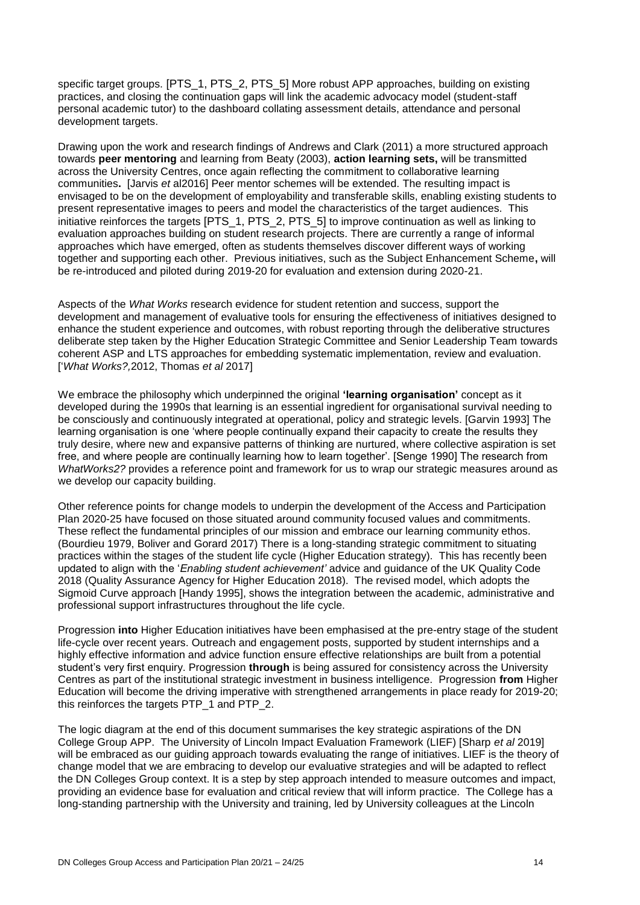specific target groups. [PTS_1, PTS_2, PTS_5] More robust APP approaches, building on existing practices, and closing the continuation gaps will link the academic advocacy model (student-staff personal academic tutor) to the dashboard collating assessment details, attendance and personal development targets.

Drawing upon the work and research findings of Andrews and Clark (2011) a more structured approach towards **peer mentoring** and learning from Beaty (2003), **action learning sets,** will be transmitted across the University Centres, once again reflecting the commitment to collaborative learning communities**.** [Jarvis *et* al2016] Peer mentor schemes will be extended. The resulting impact is envisaged to be on the development of employability and transferable skills, enabling existing students to present representative images to peers and model the characteristics of the target audiences. This initiative reinforces the targets [PTS_1, PTS_2, PTS_5] to improve continuation as well as linking to evaluation approaches building on student research projects. There are currently a range of informal approaches which have emerged, often as students themselves discover different ways of working together and supporting each other. Previous initiatives, such as the Subject Enhancement Scheme**,** will be re-introduced and piloted during 2019-20 for evaluation and extension during 2020-21.

Aspects of the *What Works* research evidence for student retention and success, support the development and management of evaluative tools for ensuring the effectiveness of initiatives designed to enhance the student experience and outcomes, with robust reporting through the deliberative structures deliberate step taken by the Higher Education Strategic Committee and Senior Leadership Team towards coherent ASP and LTS approaches for embedding systematic implementation, review and evaluation. ['*What Works?,*2012, Thomas *et al* 2017]

We embrace the philosophy which underpinned the original **'learning organisation'** concept as it developed during the 1990s that learning is an essential ingredient for organisational survival needing to be consciously and continuously integrated at operational, policy and strategic levels. [Garvin 1993] The learning organisation is one 'where people continually expand their capacity to create the results they truly desire, where new and expansive patterns of thinking are nurtured, where collective aspiration is set free, and where people are continually learning how to learn together'. [Senge 1990] The research from *WhatWorks2?* provides a reference point and framework for us to wrap our strategic measures around as we develop our capacity building.

Other reference points for change models to underpin the development of the Access and Participation Plan 2020-25 have focused on those situated around community focused values and commitments. These reflect the fundamental principles of our mission and embrace our learning community ethos. (Bourdieu 1979, Boliver and Gorard 2017) There is a long-standing strategic commitment to situating practices within the stages of the student life cycle (Higher Education strategy). This has recently been updated to align with the '*Enabling student achievement'* advice and guidance of the UK Quality Code 2018 (Quality Assurance Agency for Higher Education 2018). The revised model, which adopts the Sigmoid Curve approach [Handy 1995], shows the integration between the academic, administrative and professional support infrastructures throughout the life cycle.

Progression **into** Higher Education initiatives have been emphasised at the pre-entry stage of the student life-cycle over recent years. Outreach and engagement posts, supported by student internships and a highly effective information and advice function ensure effective relationships are built from a potential student's very first enquiry. Progression **through** is being assured for consistency across the University Centres as part of the institutional strategic investment in business intelligence. Progression **from** Higher Education will become the driving imperative with strengthened arrangements in place ready for 2019-20; this reinforces the targets PTP_1 and PTP_2.

The logic diagram at the end of this document summarises the key strategic aspirations of the DN College Group APP. The University of Lincoln Impact Evaluation Framework (LIEF) [Sharp *et al* 2019] will be embraced as our guiding approach towards evaluating the range of initiatives. LIEF is the theory of change model that we are embracing to develop our evaluative strategies and will be adapted to reflect the DN Colleges Group context. It is a step by step approach intended to measure outcomes and impact, providing an evidence base for evaluation and critical review that will inform practice. The College has a long-standing partnership with the University and training, led by University colleagues at the Lincoln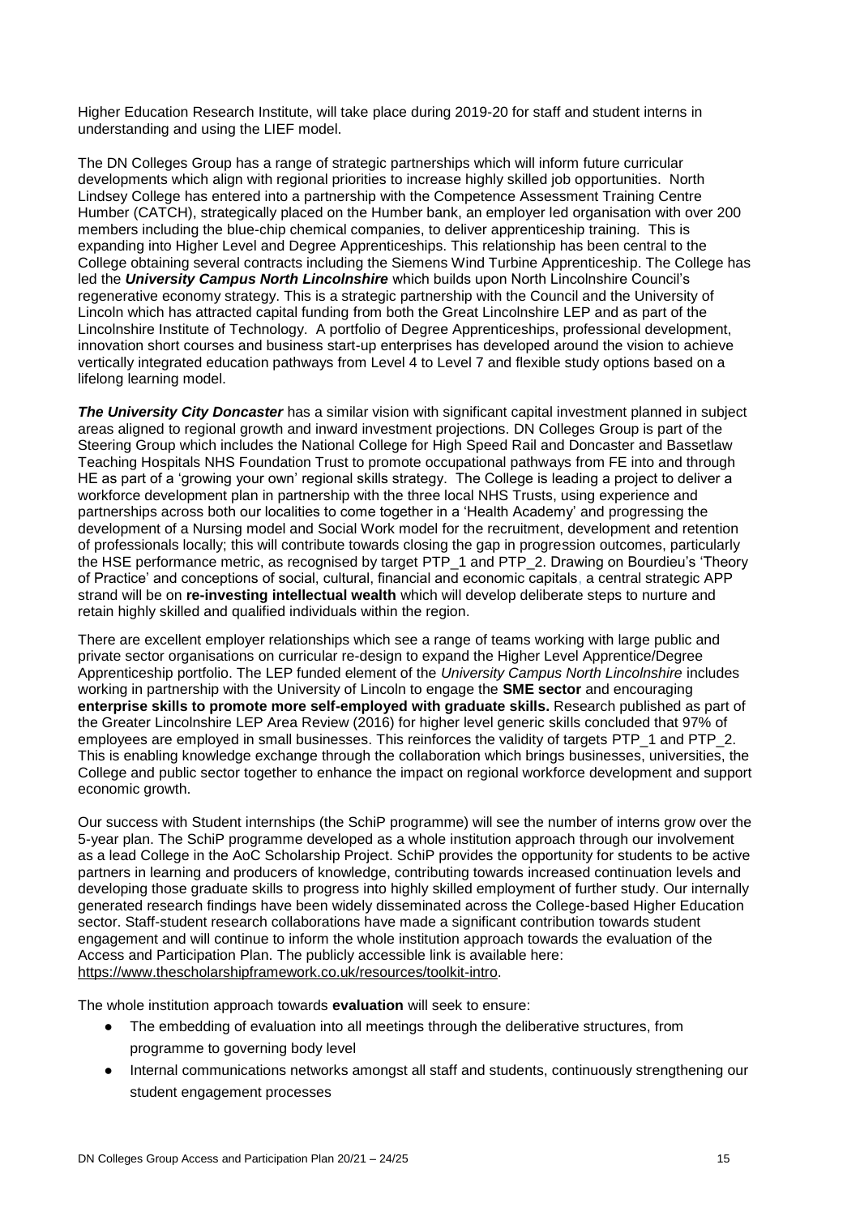Higher Education Research Institute, will take place during 2019-20 for staff and student interns in understanding and using the LIEF model.

The DN Colleges Group has a range of strategic partnerships which will inform future curricular developments which align with regional priorities to increase highly skilled job opportunities. North Lindsey College has entered into a partnership with the Competence Assessment Training Centre Humber (CATCH), strategically placed on the Humber bank, an employer led organisation with over 200 members including the blue-chip chemical companies, to deliver apprenticeship training. This is expanding into Higher Level and Degree Apprenticeships. This relationship has been central to the College obtaining several contracts including the Siemens Wind Turbine Apprenticeship. The College has led the ***University Campus North Lincolnshire*** which builds upon North Lincolnshire Council's regenerative economy strategy. This is a strategic partnership with the Council and the University of Lincoln which has attracted capital funding from both the Great Lincolnshire LEP and as part of the Lincolnshire Institute of Technology. A portfolio of Degree Apprenticeships, professional development, innovation short courses and business start-up enterprises has developed around the vision to achieve vertically integrated education pathways from Level 4 to Level 7 and flexible study options based on a lifelong learning model.

***The University City Doncaster*** has a similar vision with significant capital investment planned in subject areas aligned to regional growth and inward investment projections. DN Colleges Group is part of the Steering Group which includes the National College for High Speed Rail and Doncaster and Bassetlaw Teaching Hospitals NHS Foundation Trust to promote occupational pathways from FE into and through HE as part of a 'growing your own' regional skills strategy. The College is leading a project to deliver a workforce development plan in partnership with the three local NHS Trusts, using experience and partnerships across both our localities to come together in a 'Health Academy' and progressing the development of a Nursing model and Social Work model for the recruitment, development and retention of professionals locally; this will contribute towards closing the gap in progression outcomes, particularly the HSE performance metric, as recognised by target PTP_1 and PTP_2. Drawing on Bourdieu's 'Theory of Practice' and conceptions of social, cultural, financial and economic capitals, a central strategic APP strand will be on **re-investing intellectual wealth** which will develop deliberate steps to nurture and retain highly skilled and qualified individuals within the region.

There are excellent employer relationships which see a range of teams working with large public and private sector organisations on curricular re-design to expand the Higher Level Apprentice/Degree Apprenticeship portfolio. The LEP funded element of the *University Campus North Lincolnshire* includes working in partnership with the University of Lincoln to engage the **SME sector** and encouraging **enterprise skills to promote more self-employed with graduate skills.** Research published as part of the Greater Lincolnshire LEP Area Review (2016) for higher level generic skills concluded that 97% of employees are employed in small businesses. This reinforces the validity of targets PTP_1 and PTP_2. This is enabling knowledge exchange through the collaboration which brings businesses, universities, the College and public sector together to enhance the impact on regional workforce development and support economic growth.

Our success with Student internships (the SchiP programme) will see the number of interns grow over the 5-year plan. The SchiP programme developed as a whole institution approach through our involvement as a lead College in the AoC Scholarship Project. SchiP provides the opportunity for students to be active partners in learning and producers of knowledge, contributing towards increased continuation levels and developing those graduate skills to progress into highly skilled employment of further study. Our internally generated research findings have been widely disseminated across the College-based Higher Education sector. Staff-student research collaborations have made a significant contribution towards student engagement and will continue to inform the whole institution approach towards the evaluation of the Access and Participation Plan. The publicly accessible link is available here: https://www.thescholarshipframework.co.uk/resources/toolkit-intro.

The whole institution approach towards **evaluation** will seek to ensure:

- The embedding of evaluation into all meetings through the deliberative structures, from programme to governing body level
- Internal communications networks amongst all staff and students, continuously strengthening our student engagement processes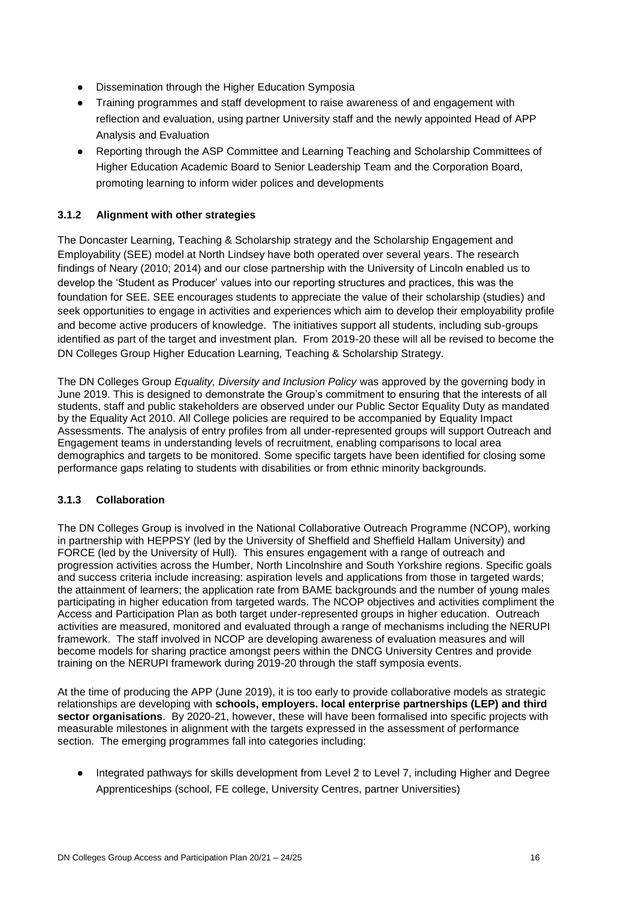- Dissemination through the Higher Education Symposia
- Training programmes and staff development to raise awareness of and engagement with reflection and evaluation, using partner University staff and the newly appointed Head of APP Analysis and Evaluation
- Reporting through the ASP Committee and Learning Teaching and Scholarship Committees of Higher Education Academic Board to Senior Leadership Team and the Corporation Board, promoting learning to inform wider polices and developments

### 3.1.2 Alignment with other strategies

The Doncaster Learning, Teaching & Scholarship strategy and the Scholarship Engagement and Employability (SEE) model at North Lindsey have both operated over several years. The research findings of Neary (2010; 2014) and our close partnership with the University of Lincoln enabled us to develop the 'Student as Producer' values into our reporting structures and practices, this was the foundation for SEE. SEE encourages students to appreciate the value of their scholarship (studies) and seek opportunities to engage in activities and experiences which aim to develop their employability profile and become active producers of knowledge. The initiatives support all students, including sub-groups identified as part of the target and investment plan. From 2019-20 these will all be revised to become the DN Colleges Group Higher Education Learning, Teaching & Scholarship Strategy.

The DN Colleges Group *Equality, Diversity and Inclusion Policy* was approved by the governing body in June 2019. This is designed to demonstrate the Group's commitment to ensuring that the interests of all students, staff and public stakeholders are observed under our Public Sector Equality Duty as mandated by the Equality Act 2010. All College policies are required to be accompanied by Equality Impact Assessments. The analysis of entry profiles from all under-represented groups will support Outreach and Engagement teams in understanding levels of recruitment, enabling comparisons to local area demographics and targets to be monitored. Some specific targets have been identified for closing some performance gaps relating to students with disabilities or from ethnic minority backgrounds.

### 3.1.3 Collaboration

The DN Colleges Group is involved in the National Collaborative Outreach Programme (NCOP), working in partnership with HEPPSY (led by the University of Sheffield and Sheffield Hallam University) and FORCE (led by the University of Hull). This ensures engagement with a range of outreach and progression activities across the Humber, North Lincolnshire and South Yorkshire regions. Specific goals and success criteria include increasing: aspiration levels and applications from those in targeted wards; the attainment of learners; the application rate from BAME backgrounds and the number of young males participating in higher education from targeted wards. The NCOP objectives and activities compliment the Access and Participation Plan as both target under-represented groups in higher education. Outreach activities are measured, monitored and evaluated through a range of mechanisms including the NERUPI framework. The staff involved in NCOP are developing awareness of evaluation measures and will become models for sharing practice amongst peers within the DNCG University Centres and provide training on the NERUPI framework during 2019-20 through the staff symposia events.

At the time of producing the APP (June 2019), it is too early to provide collaborative models as strategic relationships are developing with **schools, employers. local enterprise partnerships (LEP) and third sector organisations**. By 2020-21, however, these will have been formalised into specific projects with measurable milestones in alignment with the targets expressed in the assessment of performance section. The emerging programmes fall into categories including:

- Integrated pathways for skills development from Level 2 to Level 7, including Higher and Degree Apprenticeships (school, FE college, University Centres, partner Universities)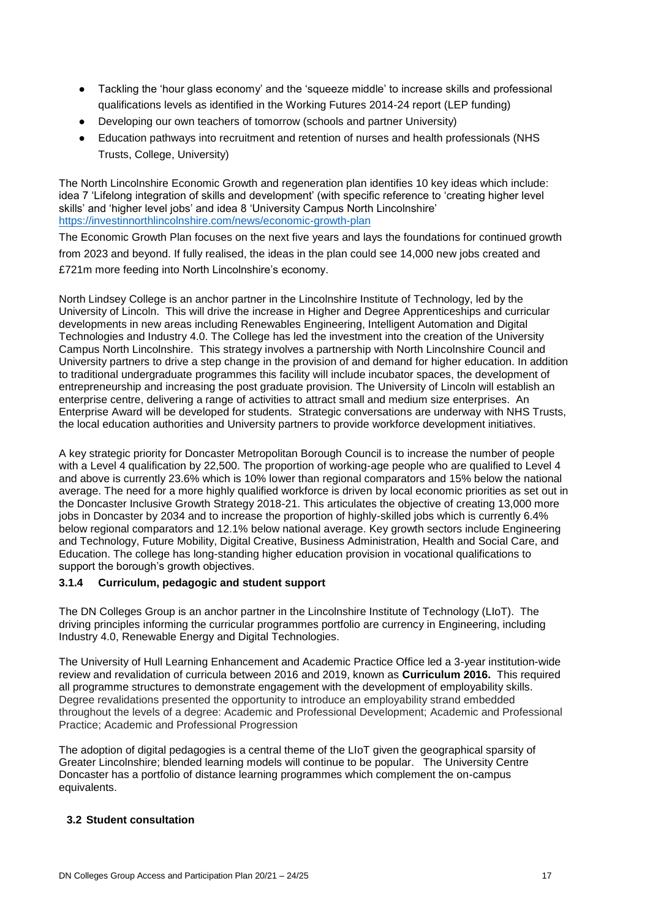- Tackling the 'hour glass economy' and the 'squeeze middle' to increase skills and professional qualifications levels as identified in the Working Futures 2014-24 report (LEP funding)
- Developing our own teachers of tomorrow (schools and partner University)
- Education pathways into recruitment and retention of nurses and health professionals (NHS Trusts, College, University)

The North Lincolnshire Economic Growth and regeneration plan identifies 10 key ideas which include: idea 7 'Lifelong integration of skills and development' (with specific reference to 'creating higher level skills' and 'higher level jobs' and idea 8 'University Campus North Lincolnshire' https://investinnorthlincolnshire.com/news/economic-growth-plan

The Economic Growth Plan focuses on the next five years and lays the foundations for continued growth from 2023 and beyond. If fully realised, the ideas in the plan could see 14,000 new jobs created and £721m more feeding into North Lincolnshire's economy.

North Lindsey College is an anchor partner in the Lincolnshire Institute of Technology, led by the University of Lincoln. This will drive the increase in Higher and Degree Apprenticeships and curricular developments in new areas including Renewables Engineering, Intelligent Automation and Digital Technologies and Industry 4.0. The College has led the investment into the creation of the University Campus North Lincolnshire. This strategy involves a partnership with North Lincolnshire Council and University partners to drive a step change in the provision of and demand for higher education. In addition to traditional undergraduate programmes this facility will include incubator spaces, the development of entrepreneurship and increasing the post graduate provision. The University of Lincoln will establish an enterprise centre, delivering a range of activities to attract small and medium size enterprises. An Enterprise Award will be developed for students. Strategic conversations are underway with NHS Trusts, the local education authorities and University partners to provide workforce development initiatives.

A key strategic priority for Doncaster Metropolitan Borough Council is to increase the number of people with a Level 4 qualification by 22,500. The proportion of working-age people who are qualified to Level 4 and above is currently 23.6% which is 10% lower than regional comparators and 15% below the national average. The need for a more highly qualified workforce is driven by local economic priorities as set out in the Doncaster Inclusive Growth Strategy 2018-21. This articulates the objective of creating 13,000 more jobs in Doncaster by 2034 and to increase the proportion of highly-skilled jobs which is currently 6.4% below regional comparators and 12.1% below national average. Key growth sectors include Engineering and Technology, Future Mobility, Digital Creative, Business Administration, Health and Social Care, and Education. The college has long-standing higher education provision in vocational qualifications to support the borough's growth objectives.

#### 3.1.4 Curriculum, pedagogic and student support

The DN Colleges Group is an anchor partner in the Lincolnshire Institute of Technology (LIoT). The driving principles informing the curricular programmes portfolio are currency in Engineering, including Industry 4.0, Renewable Energy and Digital Technologies.

The University of Hull Learning Enhancement and Academic Practice Office led a 3-year institution-wide review and revalidation of curricula between 2016 and 2019, known as **Curriculum 2016.** This required all programme structures to demonstrate engagement with the development of employability skills. Degree revalidations presented the opportunity to introduce an employability strand embedded throughout the levels of a degree: Academic and Professional Development; Academic and Professional Practice; Academic and Professional Progression

The adoption of digital pedagogies is a central theme of the LIoT given the geographical sparsity of Greater Lincolnshire; blended learning models will continue to be popular. The University Centre Doncaster has a portfolio of distance learning programmes which complement the on-campus equivalents.

### 3.2 Student consultation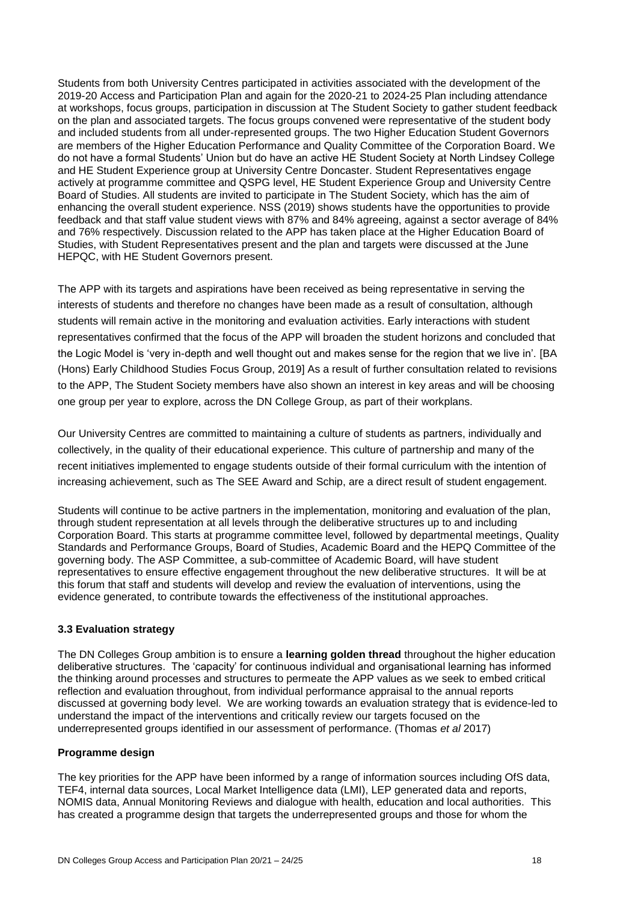Students from both University Centres participated in activities associated with the development of the 2019-20 Access and Participation Plan and again for the 2020-21 to 2024-25 Plan including attendance at workshops, focus groups, participation in discussion at The Student Society to gather student feedback on the plan and associated targets. The focus groups convened were representative of the student body and included students from all under-represented groups. The two Higher Education Student Governors are members of the Higher Education Performance and Quality Committee of the Corporation Board. We do not have a formal Students' Union but do have an active HE Student Society at North Lindsey College and HE Student Experience group at University Centre Doncaster. Student Representatives engage actively at programme committee and QSPG level, HE Student Experience Group and University Centre Board of Studies. All students are invited to participate in The Student Society, which has the aim of enhancing the overall student experience. NSS (2019) shows students have the opportunities to provide feedback and that staff value student views with 87% and 84% agreeing, against a sector average of 84% and 76% respectively. Discussion related to the APP has taken place at the Higher Education Board of Studies, with Student Representatives present and the plan and targets were discussed at the June HEPQC, with HE Student Governors present.

The APP with its targets and aspirations have been received as being representative in serving the interests of students and therefore no changes have been made as a result of consultation, although students will remain active in the monitoring and evaluation activities. Early interactions with student representatives confirmed that the focus of the APP will broaden the student horizons and concluded that the Logic Model is 'very in-depth and well thought out and makes sense for the region that we live in'. [BA (Hons) Early Childhood Studies Focus Group, 2019] As a result of further consultation related to revisions to the APP, The Student Society members have also shown an interest in key areas and will be choosing one group per year to explore, across the DN College Group, as part of their workplans.

Our University Centres are committed to maintaining a culture of students as partners, individually and collectively, in the quality of their educational experience. This culture of partnership and many of the recent initiatives implemented to engage students outside of their formal curriculum with the intention of increasing achievement, such as The SEE Award and Schip, are a direct result of student engagement.

Students will continue to be active partners in the implementation, monitoring and evaluation of the plan, through student representation at all levels through the deliberative structures up to and including Corporation Board. This starts at programme committee level, followed by departmental meetings, Quality Standards and Performance Groups, Board of Studies, Academic Board and the HEPQ Committee of the governing body. The ASP Committee, a sub-committee of Academic Board, will have student representatives to ensure effective engagement throughout the new deliberative structures. It will be at this forum that staff and students will develop and review the evaluation of interventions, using the evidence generated, to contribute towards the effectiveness of the institutional approaches.

### 3.3 Evaluation strategy

The DN Colleges Group ambition is to ensure a **learning golden thread** throughout the higher education deliberative structures. The 'capacity' for continuous individual and organisational learning has informed the thinking around processes and structures to permeate the APP values as we seek to embed critical reflection and evaluation throughout, from individual performance appraisal to the annual reports discussed at governing body level. We are working towards an evaluation strategy that is evidence-led to understand the impact of the interventions and critically review our targets focused on the underrepresented groups identified in our assessment of performance. (Thomas *et al* 2017)

#### Programme design

The key priorities for the APP have been informed by a range of information sources including OfS data, TEF4, internal data sources, Local Market Intelligence data (LMI), LEP generated data and reports, NOMIS data, Annual Monitoring Reviews and dialogue with health, education and local authorities. This has created a programme design that targets the underrepresented groups and those for whom the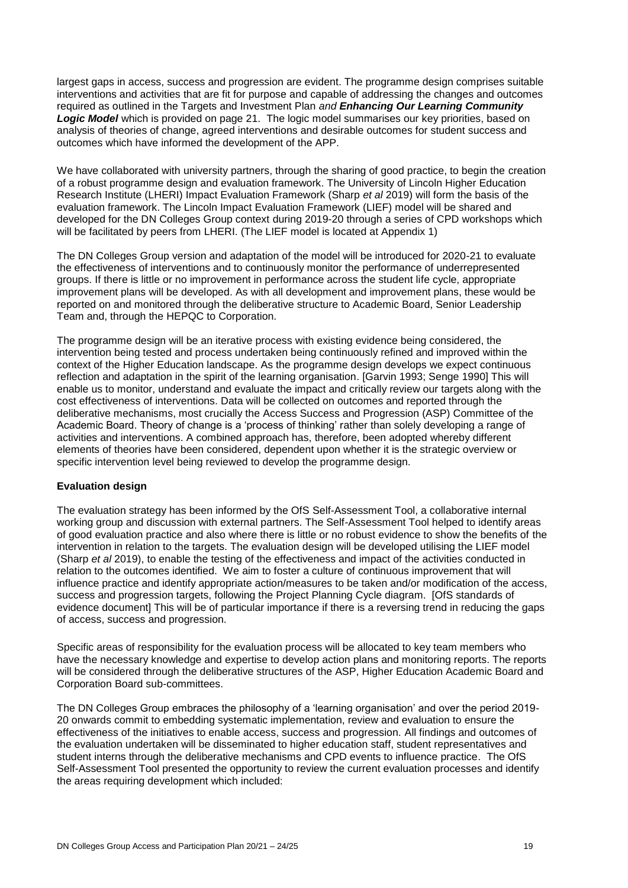largest gaps in access, success and progression are evident. The programme design comprises suitable interventions and activities that are fit for purpose and capable of addressing the changes and outcomes required as outlined in the Targets and Investment Plan *and* ***Enhancing Our Learning Community Logic Model*** which is provided on page 21. The logic model summarises our key priorities, based on analysis of theories of change, agreed interventions and desirable outcomes for student success and outcomes which have informed the development of the APP.

We have collaborated with university partners, through the sharing of good practice, to begin the creation of a robust programme design and evaluation framework. The University of Lincoln Higher Education Research Institute (LHERI) Impact Evaluation Framework (Sharp *et al* 2019) will form the basis of the evaluation framework. The Lincoln Impact Evaluation Framework (LIEF) model will be shared and developed for the DN Colleges Group context during 2019-20 through a series of CPD workshops which will be facilitated by peers from LHERI. (The LIEF model is located at Appendix 1)

The DN Colleges Group version and adaptation of the model will be introduced for 2020-21 to evaluate the effectiveness of interventions and to continuously monitor the performance of underrepresented groups. If there is little or no improvement in performance across the student life cycle, appropriate improvement plans will be developed. As with all development and improvement plans, these would be reported on and monitored through the deliberative structure to Academic Board, Senior Leadership Team and, through the HEPQC to Corporation.

The programme design will be an iterative process with existing evidence being considered, the intervention being tested and process undertaken being continuously refined and improved within the context of the Higher Education landscape. As the programme design develops we expect continuous reflection and adaptation in the spirit of the learning organisation. [Garvin 1993; Senge 1990] This will enable us to monitor, understand and evaluate the impact and critically review our targets along with the cost effectiveness of interventions. Data will be collected on outcomes and reported through the deliberative mechanisms, most crucially the Access Success and Progression (ASP) Committee of the Academic Board. Theory of change is a 'process of thinking' rather than solely developing a range of activities and interventions. A combined approach has, therefore, been adopted whereby different elements of theories have been considered, dependent upon whether it is the strategic overview or specific intervention level being reviewed to develop the programme design.

**Evaluation design**

The evaluation strategy has been informed by the OfS Self-Assessment Tool, a collaborative internal working group and discussion with external partners. The Self-Assessment Tool helped to identify areas of good evaluation practice and also where there is little or no robust evidence to show the benefits of the intervention in relation to the targets. The evaluation design will be developed utilising the LIEF model (Sharp *et al* 2019), to enable the testing of the effectiveness and impact of the activities conducted in relation to the outcomes identified. We aim to foster a culture of continuous improvement that will influence practice and identify appropriate action/measures to be taken and/or modification of the access, success and progression targets, following the Project Planning Cycle diagram. [OfS standards of evidence document] This will be of particular importance if there is a reversing trend in reducing the gaps of access, success and progression.

Specific areas of responsibility for the evaluation process will be allocated to key team members who have the necessary knowledge and expertise to develop action plans and monitoring reports. The reports will be considered through the deliberative structures of the ASP, Higher Education Academic Board and Corporation Board sub-committees.

The DN Colleges Group embraces the philosophy of a 'learning organisation' and over the period 2019-20 onwards commit to embedding systematic implementation, review and evaluation to ensure the effectiveness of the initiatives to enable access, success and progression. All findings and outcomes of the evaluation undertaken will be disseminated to higher education staff, student representatives and student interns through the deliberative mechanisms and CPD events to influence practice. The OfS Self-Assessment Tool presented the opportunity to review the current evaluation processes and identify the areas requiring development which included: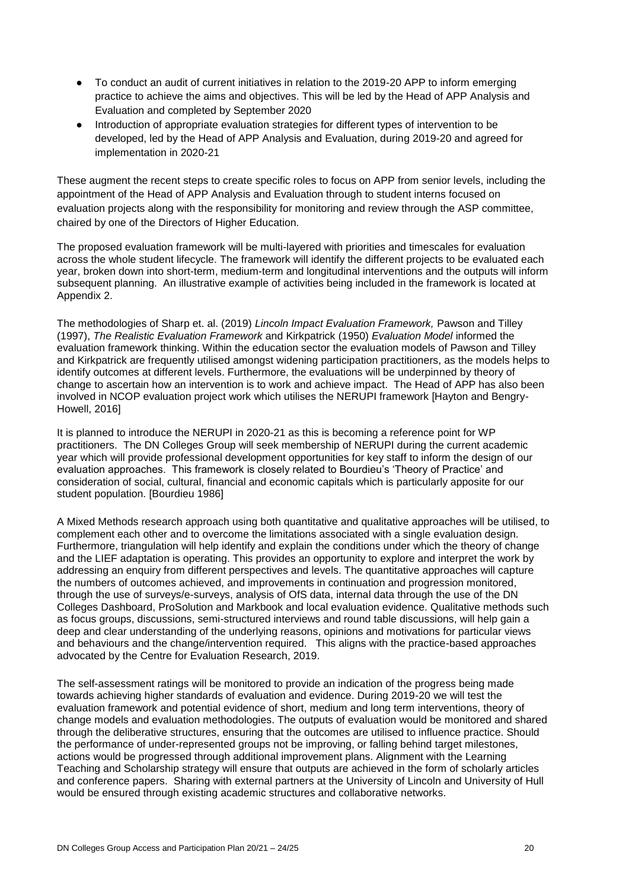- To conduct an audit of current initiatives in relation to the 2019-20 APP to inform emerging practice to achieve the aims and objectives. This will be led by the Head of APP Analysis and Evaluation and completed by September 2020
- Introduction of appropriate evaluation strategies for different types of intervention to be developed, led by the Head of APP Analysis and Evaluation, during 2019-20 and agreed for implementation in 2020-21

These augment the recent steps to create specific roles to focus on APP from senior levels, including the appointment of the Head of APP Analysis and Evaluation through to student interns focused on evaluation projects along with the responsibility for monitoring and review through the ASP committee, chaired by one of the Directors of Higher Education.

The proposed evaluation framework will be multi-layered with priorities and timescales for evaluation across the whole student lifecycle. The framework will identify the different projects to be evaluated each year, broken down into short-term, medium-term and longitudinal interventions and the outputs will inform subsequent planning. An illustrative example of activities being included in the framework is located at Appendix 2.

The methodologies of Sharp et. al. (2019) *Lincoln Impact Evaluation Framework,* Pawson and Tilley (1997), *The Realistic Evaluation Framework* and Kirkpatrick (1950) *Evaluation Model* informed the evaluation framework thinking. Within the education sector the evaluation models of Pawson and Tilley and Kirkpatrick are frequently utilised amongst widening participation practitioners, as the models helps to identify outcomes at different levels. Furthermore, the evaluations will be underpinned by theory of change to ascertain how an intervention is to work and achieve impact. The Head of APP has also been involved in NCOP evaluation project work which utilises the NERUPI framework [Hayton and Bengry-Howell, 2016]

It is planned to introduce the NERUPI in 2020-21 as this is becoming a reference point for WP practitioners. The DN Colleges Group will seek membership of NERUPI during the current academic year which will provide professional development opportunities for key staff to inform the design of our evaluation approaches. This framework is closely related to Bourdieu's 'Theory of Practice' and consideration of social, cultural, financial and economic capitals which is particularly apposite for our student population. [Bourdieu 1986]

A Mixed Methods research approach using both quantitative and qualitative approaches will be utilised, to complement each other and to overcome the limitations associated with a single evaluation design. Furthermore, triangulation will help identify and explain the conditions under which the theory of change and the LIEF adaptation is operating. This provides an opportunity to explore and interpret the work by addressing an enquiry from different perspectives and levels. The quantitative approaches will capture the numbers of outcomes achieved, and improvements in continuation and progression monitored, through the use of surveys/e-surveys, analysis of OfS data, internal data through the use of the DN Colleges Dashboard, ProSolution and Markbook and local evaluation evidence. Qualitative methods such as focus groups, discussions, semi-structured interviews and round table discussions, will help gain a deep and clear understanding of the underlying reasons, opinions and motivations for particular views and behaviours and the change/intervention required. This aligns with the practice-based approaches advocated by the Centre for Evaluation Research, 2019.

The self-assessment ratings will be monitored to provide an indication of the progress being made towards achieving higher standards of evaluation and evidence. During 2019-20 we will test the evaluation framework and potential evidence of short, medium and long term interventions, theory of change models and evaluation methodologies. The outputs of evaluation would be monitored and shared through the deliberative structures, ensuring that the outcomes are utilised to influence practice. Should the performance of under-represented groups not be improving, or falling behind target milestones, actions would be progressed through additional improvement plans. Alignment with the Learning Teaching and Scholarship strategy will ensure that outputs are achieved in the form of scholarly articles and conference papers. Sharing with external partners at the University of Lincoln and University of Hull would be ensured through existing academic structures and collaborative networks.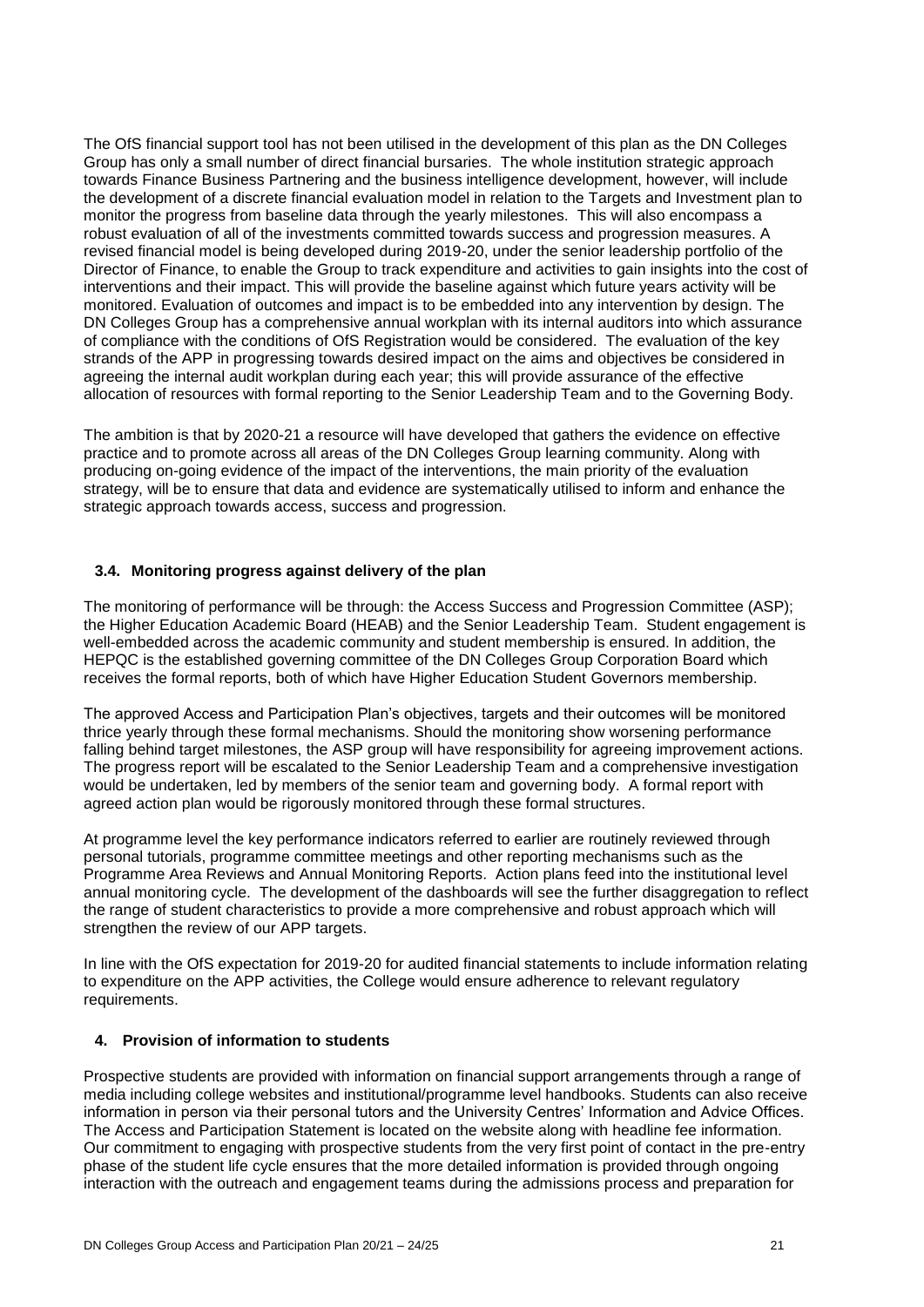The OfS financial support tool has not been utilised in the development of this plan as the DN Colleges Group has only a small number of direct financial bursaries. The whole institution strategic approach towards Finance Business Partnering and the business intelligence development, however, will include the development of a discrete financial evaluation model in relation to the Targets and Investment plan to monitor the progress from baseline data through the yearly milestones. This will also encompass a robust evaluation of all of the investments committed towards success and progression measures. A revised financial model is being developed during 2019-20, under the senior leadership portfolio of the Director of Finance, to enable the Group to track expenditure and activities to gain insights into the cost of interventions and their impact. This will provide the baseline against which future years activity will be monitored. Evaluation of outcomes and impact is to be embedded into any intervention by design. The DN Colleges Group has a comprehensive annual workplan with its internal auditors into which assurance of compliance with the conditions of OfS Registration would be considered. The evaluation of the key strands of the APP in progressing towards desired impact on the aims and objectives be considered in agreeing the internal audit workplan during each year; this will provide assurance of the effective allocation of resources with formal reporting to the Senior Leadership Team and to the Governing Body.

The ambition is that by 2020-21 a resource will have developed that gathers the evidence on effective practice and to promote across all areas of the DN Colleges Group learning community. Along with producing on-going evidence of the impact of the interventions, the main priority of the evaluation strategy, will be to ensure that data and evidence are systematically utilised to inform and enhance the strategic approach towards access, success and progression.

### 3.4. Monitoring progress against delivery of the plan

The monitoring of performance will be through: the Access Success and Progression Committee (ASP); the Higher Education Academic Board (HEAB) and the Senior Leadership Team. Student engagement is well-embedded across the academic community and student membership is ensured. In addition, the HEPQC is the established governing committee of the DN Colleges Group Corporation Board which receives the formal reports, both of which have Higher Education Student Governors membership.

The approved Access and Participation Plan's objectives, targets and their outcomes will be monitored thrice yearly through these formal mechanisms. Should the monitoring show worsening performance falling behind target milestones, the ASP group will have responsibility for agreeing improvement actions. The progress report will be escalated to the Senior Leadership Team and a comprehensive investigation would be undertaken, led by members of the senior team and governing body. A formal report with agreed action plan would be rigorously monitored through these formal structures.

At programme level the key performance indicators referred to earlier are routinely reviewed through personal tutorials, programme committee meetings and other reporting mechanisms such as the Programme Area Reviews and Annual Monitoring Reports. Action plans feed into the institutional level annual monitoring cycle. The development of the dashboards will see the further disaggregation to reflect the range of student characteristics to provide a more comprehensive and robust approach which will strengthen the review of our APP targets.

In line with the OfS expectation for 2019-20 for audited financial statements to include information relating to expenditure on the APP activities, the College would ensure adherence to relevant regulatory requirements.

## 4. Provision of information to students

Prospective students are provided with information on financial support arrangements through a range of media including college websites and institutional/programme level handbooks. Students can also receive information in person via their personal tutors and the University Centres' Information and Advice Offices. The Access and Participation Statement is located on the website along with headline fee information. Our commitment to engaging with prospective students from the very first point of contact in the pre-entry phase of the student life cycle ensures that the more detailed information is provided through ongoing interaction with the outreach and engagement teams during the admissions process and preparation for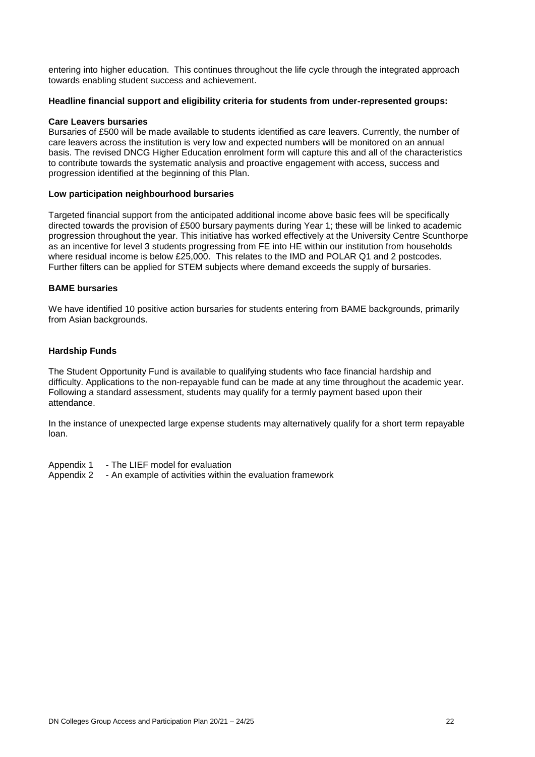entering into higher education. This continues throughout the life cycle through the integrated approach towards enabling student success and achievement.

**Headline financial support and eligibility criteria for students from under-represented groups:**

**Care Leavers bursaries**

Bursaries of £500 will be made available to students identified as care leavers. Currently, the number of care leavers across the institution is very low and expected numbers will be monitored on an annual basis. The revised DNCG Higher Education enrolment form will capture this and all of the characteristics to contribute towards the systematic analysis and proactive engagement with access, success and progression identified at the beginning of this Plan.

**Low participation neighbourhood bursaries**

Targeted financial support from the anticipated additional income above basic fees will be specifically directed towards the provision of £500 bursary payments during Year 1; these will be linked to academic progression throughout the year. This initiative has worked effectively at the University Centre Scunthorpe as an incentive for level 3 students progressing from FE into HE within our institution from households where residual income is below £25,000. This relates to the IMD and POLAR Q1 and 2 postcodes. Further filters can be applied for STEM subjects where demand exceeds the supply of bursaries.

**BAME bursaries**

We have identified 10 positive action bursaries for students entering from BAME backgrounds, primarily from Asian backgrounds.

**Hardship Funds**

The Student Opportunity Fund is available to qualifying students who face financial hardship and difficulty. Applications to the non-repayable fund can be made at any time throughout the academic year. Following a standard assessment, students may qualify for a termly payment based upon their attendance.

In the instance of unexpected large expense students may alternatively qualify for a short term repayable loan.

Appendix 1 - The LIEF model for evaluation
Appendix 2 - An example of activities within the evaluation framework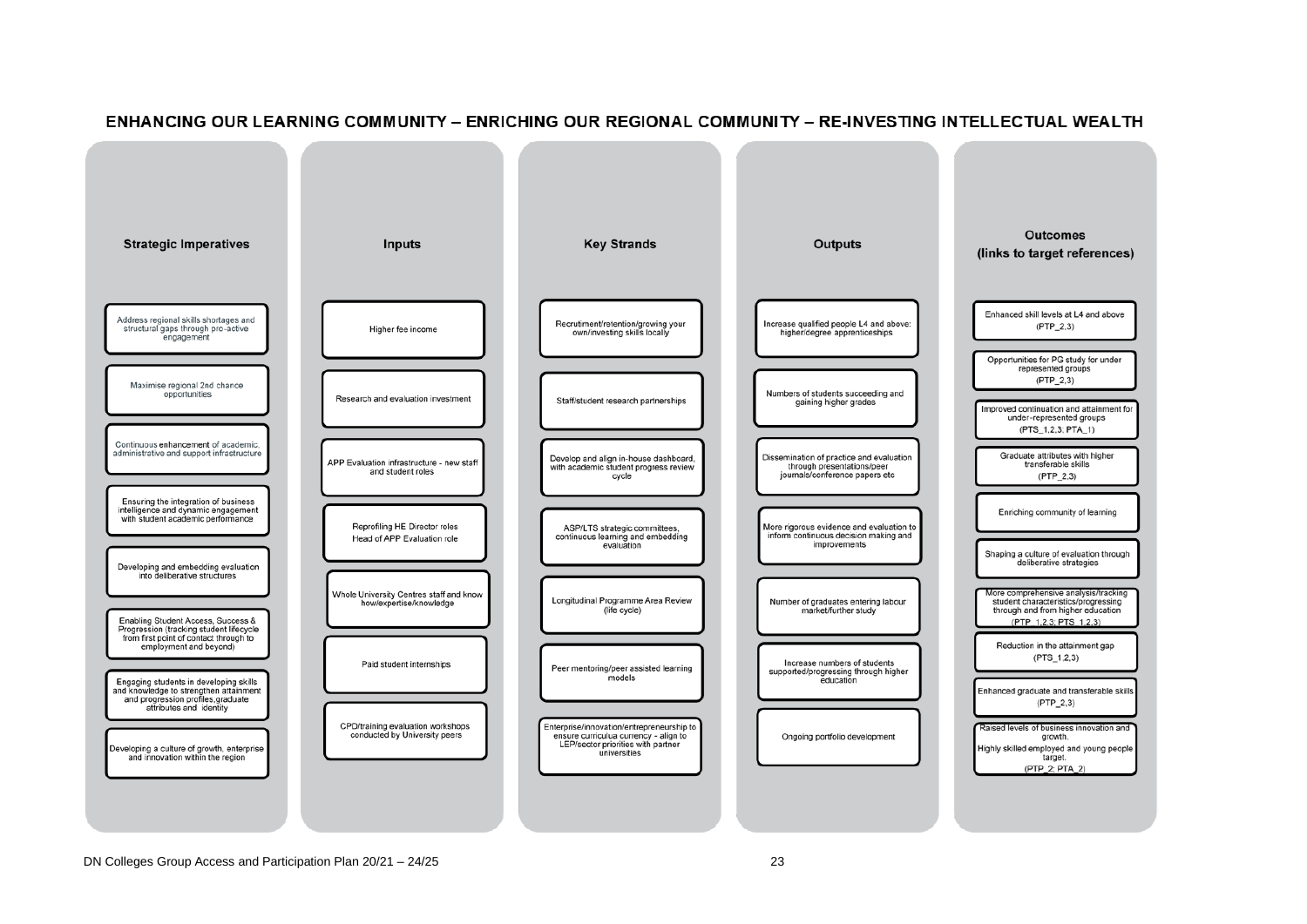## ENHANCING OUR LEARNING COMMUNITY – ENRICHING OUR REGIONAL COMMUNITY – RE-INVESTING INTELLECTUAL WEALTH

### Strategic Imperatives

- Address regional skills shortages and structural gaps through pro-active engagement
- Maximise regional 2nd chance opportunities
- Continuous enhancement of academic, administrative and support infrastructure
- Ensuring the integration of business intelligence and dynamic engagement with student academic performance
- Developing and embedding evaluation into deliberative structures
- Enabling Student Access, Success & Progression (tracking student lifecycle from first point of contact through to employment and beyond)
- Engaging students in developing skills and knowledge to strengthen attainment and progression profiles,graduate attributes and identity
- Developing a culture of growth, enterprise and innovation within the region

### Inputs

- Higher fee income
- Research and evaluation investment
- APP Evaluation infrastructure - new staff and student roles
- Reprofiling HE Director roles Head of APP Evaluation role
- Whole University Centres staff and know how/expertise/knowledge
- Paid student internships
- CPD/training evaluation workshops conducted by University peers

### Key Strands

- Recrutiment/retention/growing your own/investing skills locally
- Staff/student research partnerships
- Develop and align in-house dashboard, with academic student progress review cycle
- ASP/LTS strategic committees, continuous learning and embedding evaluation
- Longitudinal Programme Area Review (life cycle)
- Peer mentoring/peer assisted learning models
- Enterprise/innovation/entrepreneurship to ensure curriculua currency - align to LEP/sector priorities with partner universities

### Outputs

- Increase qualified people L4 and above: higher/degree apprenticeships
- Numbers of students succeeding and gaining higher grades
- Dissemination of practice and evaluation through presentations/peer journals/conference papers etc
- More rigorous evidence and evaluation to inform continuous decision making and improvements
- Number of graduates entering labour market/further study
- Increase numbers of students supported/progressing through higher education
- Ongoing portfolio development

### Outcomes (links to target references)

- Enhanced skill levels at L4 and above (PTP_2,3)
- Opportunities for PG study for under represented groups (PTP_2,3)
- Improved continuation and attainment for under-represented groups (PTS_1,2,3, PTA_1)
- Graduate attributes with higher transferable skills (PTP_2,3)
- Enriching community of learning
- Shaping a culture of evaluation through deliberative strategies
- More comprehensive analysis/tracking student characteristics/progressing through and from higher education (PTP_1,2,3; PTS_1,2,3)
- Reduction in the attainment gap (PTS_1,2,3)
- Enhanced graduate and transferable skills (PTP_2,3)
- Raised levels of business innovation and growth. Highly skilled employed and young people target. (PTP_2; PTA_2)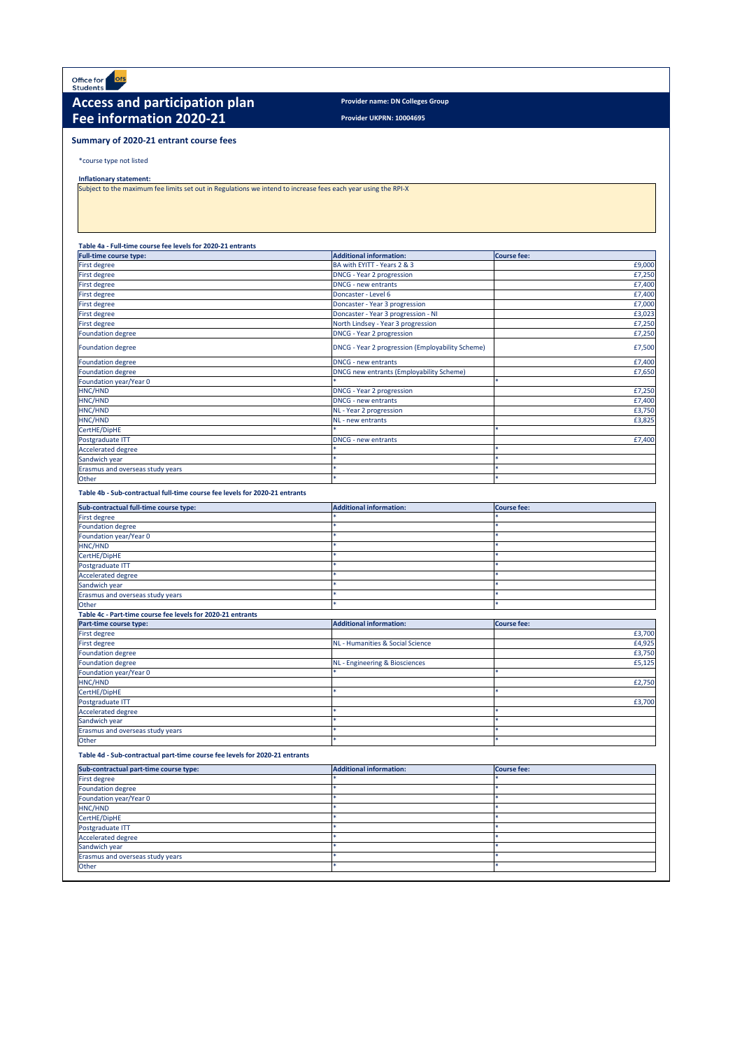Office for Students

# Access and participation plan
# Fee information 2020-21

**Provider name: DN Colleges Group**

**Provider UKPRN: 10004695**

## Summary of 2020-21 entrant course fees

*course type not listed

**Inflationary statement:**

Subject to the maximum fee limits set out in Regulations we intend to increase fees each year using the RPI-X

**Table 4a - Full-time course fee levels for 2020-21 entrants**

| Full-time course type: | Additional information: | Course fee: |
|---|---|---|
| First degree | BA with EYITT - Years 2 & 3 | £9,000 |
| First degree | DNCG - Year 2 progression | £7,250 |
| First degree | DNCG - new entrants | £7,400 |
| First degree | Doncaster - Level 6 | £7,400 |
| First degree | Doncaster - Year 3 progression | £7,000 |
| First degree | Doncaster - Year 3 progression - NI | £3,023 |
| First degree | North Lindsey - Year 3 progression | £7,250 |
| Foundation degree | DNCG - Year 2 progression | £7,250 |
| Foundation degree | DNCG - Year 2 progression (Employability Scheme) | £7,500 |
| Foundation degree | DNCG - new entrants | £7,400 |
| Foundation degree | DNCG new entrants (Employability Scheme) | £7,650 |
| Foundation year/Year 0 | * | * |
| HNC/HND | DNCG - Year 2 progression | £7,250 |
| HNC/HND | DNCG - new entrants | £7,400 |
| HNC/HND | NL - Year 2 progression | £3,750 |
| HNC/HND | NL - new entrants | £3,825 |
| CertHE/DipHE | * | * |
| Postgraduate ITT | DNCG - new entrants | £7,400 |
| Accelerated degree | * | * |
| Sandwich year | * | * |
| Erasmus and overseas study years | * | * |
| Other | * | * |

**Table 4b - Sub-contractual full-time course fee levels for 2020-21 entrants**

| Sub-contractual full-time course type: | Additional information: | Course fee: |
|---|---|---|
| First degree | * | * |
| Foundation degree | * | * |
| Foundation year/Year 0 | * | * |
| HNC/HND | * | * |
| CertHE/DipHE | * | * |
| Postgraduate ITT | * | * |
| Accelerated degree | * | * |
| Sandwich year | * | * |
| Erasmus and overseas study years | * | * |
| Other | * | * |

**Table 4c - Part-time course fee levels for 2020-21 entrants**

| Part-time course type: | Additional information: | Course fee: |
|---|---|---|
| First degree | | £3,700 |
| First degree | NL - Humanities & Social Science | £4,925 |
| Foundation degree | | £3,750 |
| Foundation degree | NL - Engineering & Biosciences | £5,125 |
| Foundation year/Year 0 | * | * |
| HNC/HND | | £2,750 |
| CertHE/DipHE | * | * |
| Postgraduate ITT | | £3,700 |
| Accelerated degree | * | * |
| Sandwich year | * | * |
| Erasmus and overseas study years | * | * |
| Other | * | * |

**Table 4d - Sub-contractual part-time course fee levels for 2020-21 entrants**

| Sub-contractual part-time course type: | Additional information: | Course fee: |
|---|---|---|
| First degree | * | * |
| Foundation degree | * | * |
| Foundation year/Year 0 | * | * |
| HNC/HND | * | * |
| CertHE/DipHE | * | * |
| Postgraduate ITT | * | * |
| Accelerated degree | * | * |
| Sandwich year | * | * |
| Erasmus and overseas study years | * | * |
| Other | * | * |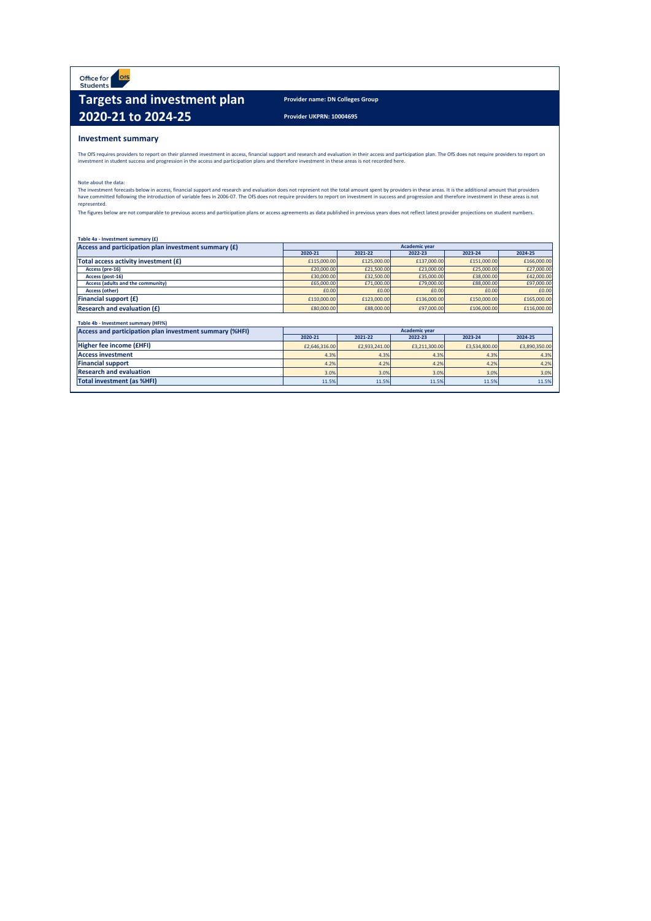Office for Students

# Targets and investment plan 2020-21 to 2024-25

**Provider name: DN Colleges Group**

**Provider UKPRN: 10004695**

## Investment summary

The OfS requires providers to report on their planned investment in access, financial support and research and evaluation in their access and participation plan. The OfS does not require providers to report on investment in student success and progression in the access and participation plans and therefore investment in these areas is not recorded here.

Note about the data:

The investment forecasts below in access, financial support and research and evaluation does not represent not the total amount spent by providers in these areas. It is the additional amount that providers have committed following the introduction of variable fees in 2006-07. The OfS does not require providers to report on investment in success and progression and therefore investment in these areas is not represented.

The figures below are not comparable to previous access and participation plans or access agreements as data published in previous years does not reflect latest provider projections on student numbers.

**Table 4a - Investment summary (£)**

| Access and participation plan investment summary (£) | Academic year | | | | |
|---|---|---|---|---|---|
| | 2020-21 | 2021-22 | 2022-23 | 2023-24 | 2024-25 |
| **Total access activity investment (£)** | £115,000.00 | £125,000.00 | £137,000.00 | £151,000.00 | £166,000.00 |
| Access (pre-16) | £20,000.00 | £21,500.00 | £23,000.00 | £25,000.00 | £27,000.00 |
| Access (post-16) | £30,000.00 | £32,500.00 | £35,000.00 | £38,000.00 | £42,000.00 |
| Access (adults and the community) | £65,000.00 | £71,000.00 | £79,000.00 | £88,000.00 | £97,000.00 |
| Access (other) | £0.00 | £0.00 | £0.00 | £0.00 | £0.00 |
| **Financial support (£)** | £110,000.00 | £123,000.00 | £136,000.00 | £150,000.00 | £165,000.00 |
| **Research and evaluation (£)** | £80,000.00 | £88,000.00 | £97,000.00 | £106,000.00 | £116,000.00 |

**Table 4b - Investment summary (HFI%)**

| Access and participation plan investment summary (%HFI) | Academic year | | | | |
|---|---|---|---|---|---|
| | 2020-21 | 2021-22 | 2022-23 | 2023-24 | 2024-25 |
| **Higher fee income (£HFI)** | £2,646,316.00 | £2,933,241.00 | £3,211,300.00 | £3,534,800.00 | £3,890,350.00 |
| **Access investment** | 4.3% | 4.3% | 4.3% | 4.3% | 4.3% |
| **Financial support** | 4.2% | 4.2% | 4.2% | 4.2% | 4.2% |
| **Research and evaluation** | 3.0% | 3.0% | 3.0% | 3.0% | 3.0% |
| **Total investment (as %HFI)** | 11.5% | 11.5% | 11.5% | 11.5% | 11.5% |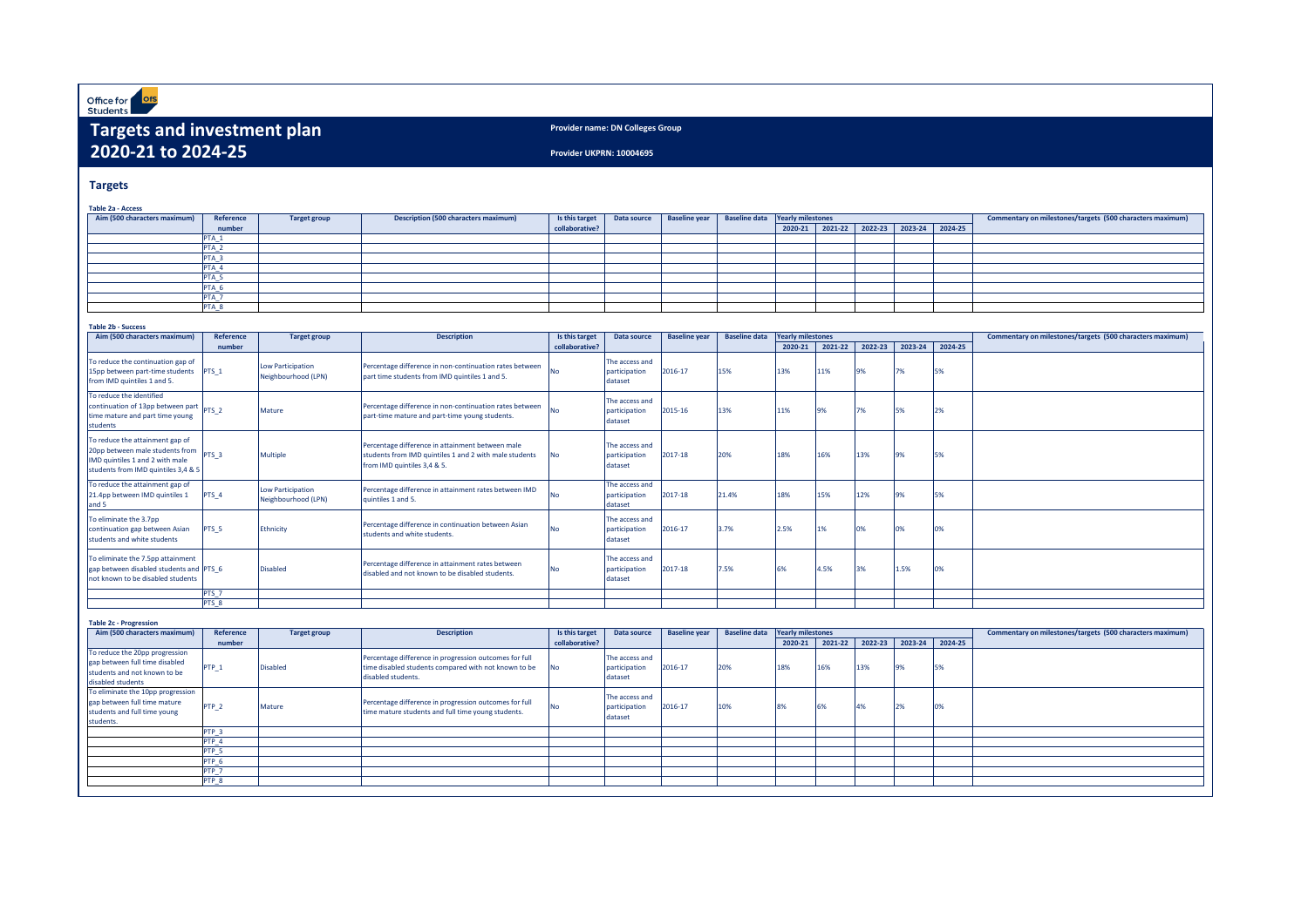Office for Students

# Targets and investment plan 2020-21 to 2024-25

**Provider name: DN Colleges Group**

**Provider UKPRN: 10004695**

## Targets

**Table 2a - Access**

| Aim (500 characters maximum) | Reference number | Target group | Description (500 characters maximum) | Is this target collaborative? | Data source | Baseline year | Baseline data | Yearly milestones | | | | | Commentary on milestones/targets (500 characters maximum) |
|---|---|---|---|---|---|---|---|---|---|---|---|---|---|
| | | | | | | | | 2020-21 | 2021-22 | 2022-23 | 2023-24 | 2024-25 | |
| | PTA_1 | | | | | | | | | | | | |
| | PTA_2 | | | | | | | | | | | | |
| | PTA_3 | | | | | | | | | | | | |
| | PTA_4 | | | | | | | | | | | | |
| | PTA_5 | | | | | | | | | | | | |
| | PTA_6 | | | | | | | | | | | | |
| | PTA_7 | | | | | | | | | | | | |
| | PTA_8 | | | | | | | | | | | | |

**Table 2b - Success**

| Aim (500 characters maximum) | Reference number | Target group | Description | Is this target collaborative? | Data source | Baseline year | Baseline data | Yearly milestones | | | | | Commentary on milestones/targets (500 characters maximum) |
|---|---|---|---|---|---|---|---|---|---|---|---|---|---|
| | | | | | | | | 2020-21 | 2021-22 | 2022-23 | 2023-24 | 2024-25 | |
| To reduce the continuation gap of 15pp between part-time students from IMD quintiles 1 and 5. | PTS_1 | Low Participation Neighbourhood (LPN) | Percentage difference in non-continuation rates between part time students from IMD quintiles 1 and 5. | No | The access and participation dataset | 2016-17 | 15% | 13% | 11% | 9% | 7% | 5% | |
| To reduce the identified continuation of 13pp between part time mature and part time young students | PTS_2 | Mature | Percentage difference in non-continuation rates between part-time mature and part-time young students. | No | The access and participation dataset | 2015-16 | 13% | 11% | 9% | 7% | 5% | 2% | |
| To reduce the attainment gap of 20pp between male students from IMD quintiles 1 and 2 with male students from IMD quintiles 3,4 & 5 | PTS_3 | Multiple | Percentage difference in attainment between male students from IMD quintiles 1 and 2 with male students from IMD quintiles 3,4 & 5. | No | The access and participation dataset | 2017-18 | 20% | 18% | 16% | 13% | 9% | 5% | |
| To reduce the attainment gap of 21.4pp between IMD quintiles 1 and 5 | PTS_4 | Low Participation Neighbourhood (LPN) | Percentage difference in attainment rates between IMD quintiles 1 and 5. | No | The access and participation dataset | 2017-18 | 21.4% | 18% | 15% | 12% | 9% | 5% | |
| To eliminate the 3.7pp continuation gap between Asian students and white students | PTS_5 | Ethnicity | Percentage difference in continuation between Asian students and white students. | No | The access and participation dataset | 2016-17 | 3.7% | 2.5% | 1% | 0% | 0% | 0% | |
| To eliminate the 7.5pp attainment gap between disabled students and not known to be disabled students | PTS_6 | Disabled | Percentage difference in attainment rates between disabled and not known to be disabled students. | No | The access and participation dataset | 2017-18 | 7.5% | 6% | 4.5% | 3% | 1.5% | 0% | |
| | PTS_7 | | | | | | | | | | | | |
| | PTS_8 | | | | | | | | | | | | |

**Table 2c - Progression**

| Aim (500 characters maximum) | Reference number | Target group | Description | Is this target collaborative? | Data source | Baseline year | Baseline data | Yearly milestones | | | | | Commentary on milestones/targets (500 characters maximum) |
|---|---|---|---|---|---|---|---|---|---|---|---|---|---|
| | | | | | | | | 2020-21 | 2021-22 | 2022-23 | 2023-24 | 2024-25 | |
| To reduce the 20pp progression gap between full time disabled students and not known to be disabled students | PTP_1 | Disabled | Percentage difference in progression outcomes for full time disabled students compared with not known to be disabled students. | No | The access and participation dataset | 2016-17 | 20% | 18% | 16% | 13% | 9% | 5% | |
| To eliminate the 10pp progression gap between full time mature students and full time young students. | PTP_2 | Mature | Percentage difference in progression outcomes for full time mature students and full time young students. | No | The access and participation dataset | 2016-17 | 10% | 8% | 6% | 4% | 2% | 0% | |
| | PTP_3 | | | | | | | | | | | | |
| | PTP_4 | | | | | | | | | | | | |
| | PTP_5 | | | | | | | | | | | | |
| | PTP_6 | | | | | | | | | | | | |
| | PTP_7 | | | | | | | | | | | | |
| | PTP_8 | | | | | | | | | | | | |